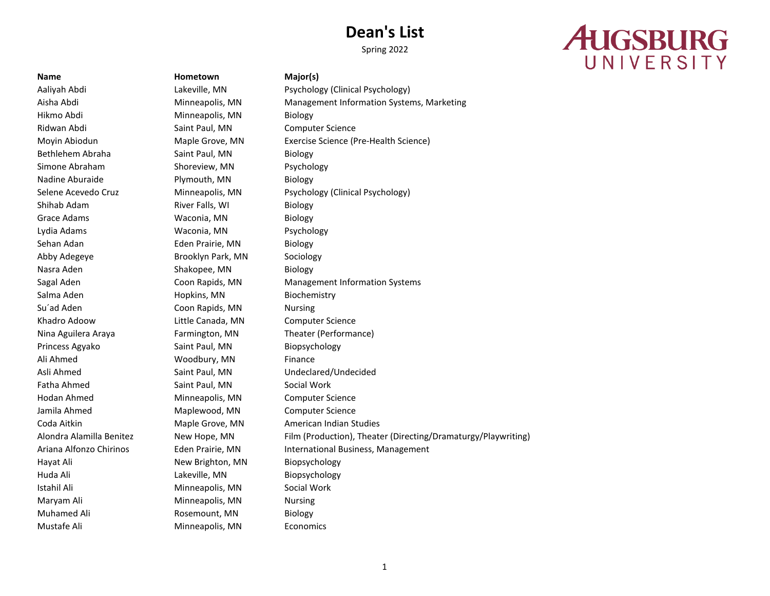# Dean's List

Spring 2022

AUGSBURG UNIVERSITY

| Name | Hometown | Major(s) |
|---|---|---|
| Aaliyah Abdi | Lakeville, MN | Psychology (Clinical Psychology) |
| Aisha Abdi | Minneapolis, MN | Management Information Systems, Marketing |
| Hikmo Abdi | Minneapolis, MN | Biology |
| Ridwan Abdi | Saint Paul, MN | Computer Science |
| Moyin Abiodun | Maple Grove, MN | Exercise Science (Pre-Health Science) |
| Bethlehem Abraha | Saint Paul, MN | Biology |
| Simone Abraham | Shoreview, MN | Psychology |
| Nadine Aburaide | Plymouth, MN | Biology |
| Selene Acevedo Cruz | Minneapolis, MN | Psychology (Clinical Psychology) |
| Shihab Adam | River Falls, WI | Biology |
| Grace Adams | Waconia, MN | Biology |
| Lydia Adams | Waconia, MN | Psychology |
| Sehan Adan | Eden Prairie, MN | Biology |
| Abby Adegeye | Brooklyn Park, MN | Sociology |
| Nasra Aden | Shakopee, MN | Biology |
| Sagal Aden | Coon Rapids, MN | Management Information Systems |
| Salma Aden | Hopkins, MN | Biochemistry |
| Su´ad Aden | Coon Rapids, MN | Nursing |
| Khadro Adoow | Little Canada, MN | Computer Science |
| Nina Aguilera Araya | Farmington, MN | Theater (Performance) |
| Princess Agyako | Saint Paul, MN | Biopsychology |
| Ali Ahmed | Woodbury, MN | Finance |
| Asli Ahmed | Saint Paul, MN | Undeclared/Undecided |
| Fatha Ahmed | Saint Paul, MN | Social Work |
| Hodan Ahmed | Minneapolis, MN | Computer Science |
| Jamila Ahmed | Maplewood, MN | Computer Science |
| Coda Aitkin | Maple Grove, MN | American Indian Studies |
| Alondra Alamilla Benitez | New Hope, MN | Film (Production), Theater (Directing/Dramaturgy/Playwriting) |
| Ariana Alfonzo Chirinos | Eden Prairie, MN | International Business, Management |
| Hayat Ali | New Brighton, MN | Biopsychology |
| Huda Ali | Lakeville, MN | Biopsychology |
| Istahil Ali | Minneapolis, MN | Social Work |
| Maryam Ali | Minneapolis, MN | Nursing |
| Muhamed Ali | Rosemount, MN | Biology |
| Mustafe Ali | Minneapolis, MN | Economics |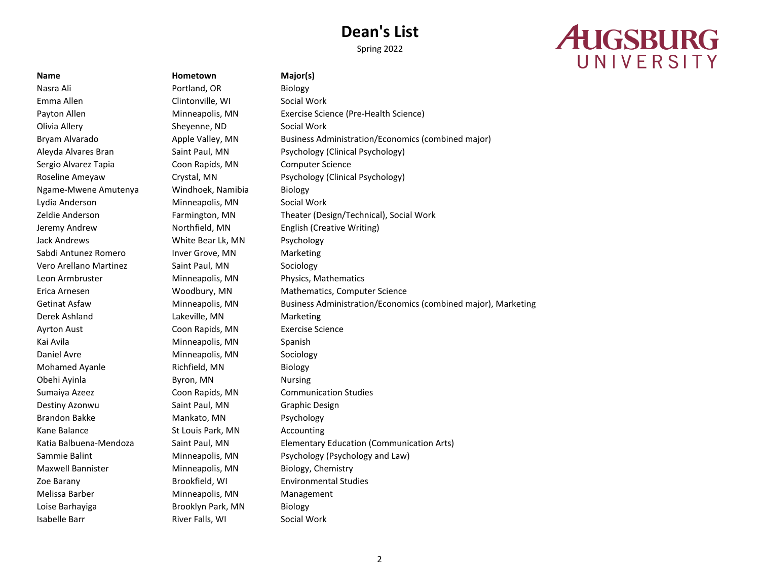# Dean's List

Spring 2022

AUGSBURG UNIVERSITY

| Name | Hometown | Major(s) |
|---|---|---|
| Nasra Ali | Portland, OR | Biology |
| Emma Allen | Clintonville, WI | Social Work |
| Payton Allen | Minneapolis, MN | Exercise Science (Pre-Health Science) |
| Olivia Allery | Sheyenne, ND | Social Work |
| Bryam Alvarado | Apple Valley, MN | Business Administration/Economics (combined major) |
| Aleyda Alvares Bran | Saint Paul, MN | Psychology (Clinical Psychology) |
| Sergio Alvarez Tapia | Coon Rapids, MN | Computer Science |
| Roseline Ameyaw | Crystal, MN | Psychology (Clinical Psychology) |
| Ngame-Mwene Amutenya | Windhoek, Namibia | Biology |
| Lydia Anderson | Minneapolis, MN | Social Work |
| Zeldie Anderson | Farmington, MN | Theater (Design/Technical), Social Work |
| Jeremy Andrew | Northfield, MN | English (Creative Writing) |
| Jack Andrews | White Bear Lk, MN | Psychology |
| Sabdi Antunez Romero | Inver Grove, MN | Marketing |
| Vero Arellano Martinez | Saint Paul, MN | Sociology |
| Leon Armbruster | Minneapolis, MN | Physics, Mathematics |
| Erica Arnesen | Woodbury, MN | Mathematics, Computer Science |
| Getinat Asfaw | Minneapolis, MN | Business Administration/Economics (combined major), Marketing |
| Derek Ashland | Lakeville, MN | Marketing |
| Ayrton Aust | Coon Rapids, MN | Exercise Science |
| Kai Avila | Minneapolis, MN | Spanish |
| Daniel Avre | Minneapolis, MN | Sociology |
| Mohamed Ayanle | Richfield, MN | Biology |
| Obehi Ayinla | Byron, MN | Nursing |
| Sumaiya Azeez | Coon Rapids, MN | Communication Studies |
| Destiny Azonwu | Saint Paul, MN | Graphic Design |
| Brandon Bakke | Mankato, MN | Psychology |
| Kane Balance | St Louis Park, MN | Accounting |
| Katia Balbuena-Mendoza | Saint Paul, MN | Elementary Education (Communication Arts) |
| Sammie Balint | Minneapolis, MN | Psychology (Psychology and Law) |
| Maxwell Bannister | Minneapolis, MN | Biology, Chemistry |
| Zoe Barany | Brookfield, WI | Environmental Studies |
| Melissa Barber | Minneapolis, MN | Management |
| Loise Barhayiga | Brooklyn Park, MN | Biology |
| Isabelle Barr | River Falls, WI | Social Work |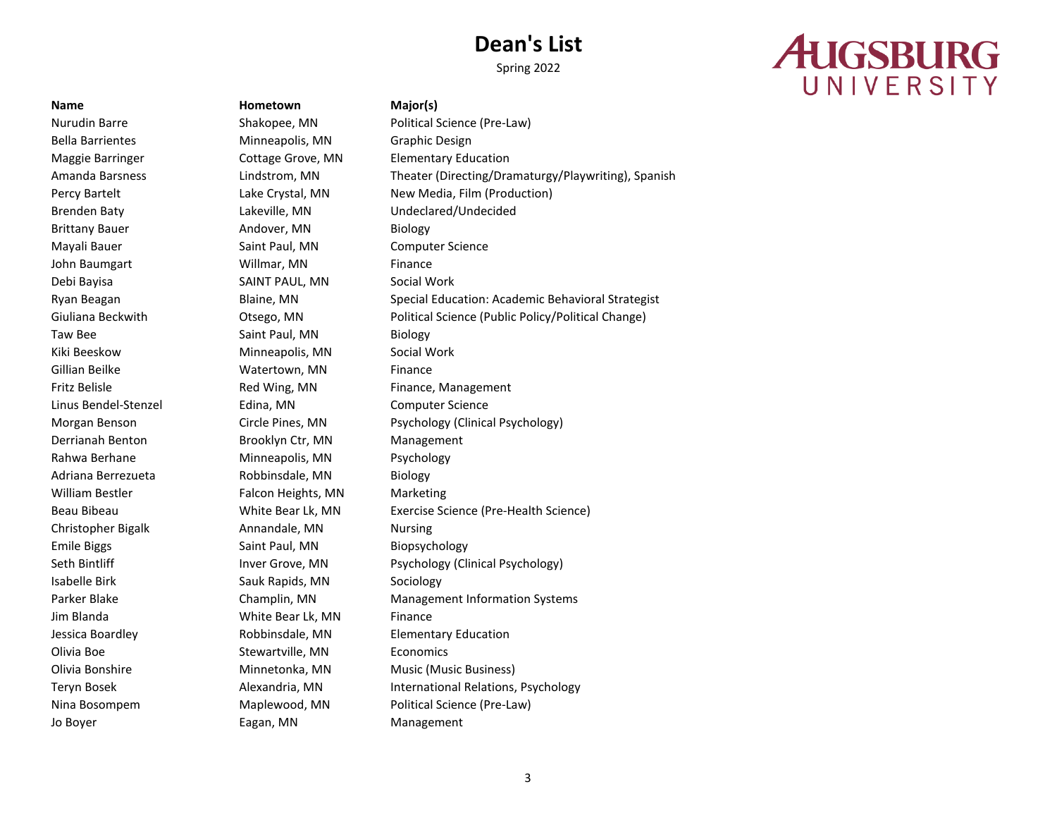# Dean's List

Spring 2022

AUGSBURG UNIVERSITY

| Name | Hometown | Major(s) |
|---|---|---|
| Nurudin Barre | Shakopee, MN | Political Science (Pre-Law) |
| Bella Barrientes | Minneapolis, MN | Graphic Design |
| Maggie Barringer | Cottage Grove, MN | Elementary Education |
| Amanda Barsness | Lindstrom, MN | Theater (Directing/Dramaturgy/Playwriting), Spanish |
| Percy Bartelt | Lake Crystal, MN | New Media, Film (Production) |
| Brenden Baty | Lakeville, MN | Undeclared/Undecided |
| Brittany Bauer | Andover, MN | Biology |
| Mayali Bauer | Saint Paul, MN | Computer Science |
| John Baumgart | Willmar, MN | Finance |
| Debi Bayisa | SAINT PAUL, MN | Social Work |
| Ryan Beagan | Blaine, MN | Special Education: Academic Behavioral Strategist |
| Giuliana Beckwith | Otsego, MN | Political Science (Public Policy/Political Change) |
| Taw Bee | Saint Paul, MN | Biology |
| Kiki Beeskow | Minneapolis, MN | Social Work |
| Gillian Beilke | Watertown, MN | Finance |
| Fritz Belisle | Red Wing, MN | Finance, Management |
| Linus Bendel-Stenzel | Edina, MN | Computer Science |
| Morgan Benson | Circle Pines, MN | Psychology (Clinical Psychology) |
| Derrianah Benton | Brooklyn Ctr, MN | Management |
| Rahwa Berhane | Minneapolis, MN | Psychology |
| Adriana Berrezueta | Robbinsdale, MN | Biology |
| William Bestler | Falcon Heights, MN | Marketing |
| Beau Bibeau | White Bear Lk, MN | Exercise Science (Pre-Health Science) |
| Christopher Bigalk | Annandale, MN | Nursing |
| Emile Biggs | Saint Paul, MN | Biopsychology |
| Seth Bintliff | Inver Grove, MN | Psychology (Clinical Psychology) |
| Isabelle Birk | Sauk Rapids, MN | Sociology |
| Parker Blake | Champlin, MN | Management Information Systems |
| Jim Blanda | White Bear Lk, MN | Finance |
| Jessica Boardley | Robbinsdale, MN | Elementary Education |
| Olivia Boe | Stewartville, MN | Economics |
| Olivia Bonshire | Minnetonka, MN | Music (Music Business) |
| Teryn Bosek | Alexandria, MN | International Relations, Psychology |
| Nina Bosompem | Maplewood, MN | Political Science (Pre-Law) |
| Jo Boyer | Eagan, MN | Management |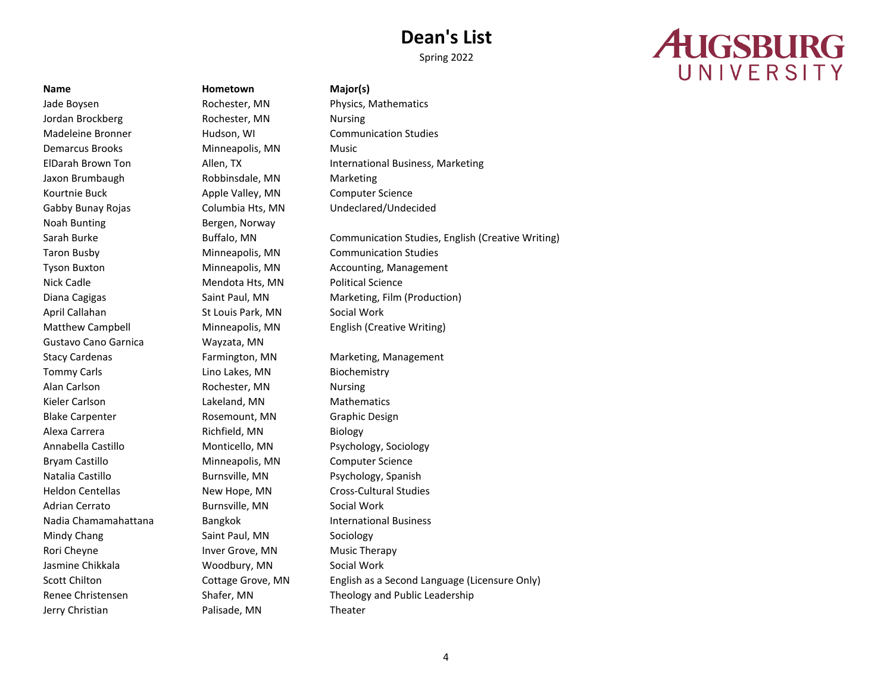# Dean's List

Spring 2022

AUGSBURG UNIVERSITY

| Name | Hometown | Major(s) |
|---|---|---|
| Jade Boysen | Rochester, MN | Physics, Mathematics |
| Jordan Brockberg | Rochester, MN | Nursing |
| Madeleine Bronner | Hudson, WI | Communication Studies |
| Demarcus Brooks | Minneapolis, MN | Music |
| ElDarah Brown Ton | Allen, TX | International Business, Marketing |
| Jaxon Brumbaugh | Robbinsdale, MN | Marketing |
| Kourtnie Buck | Apple Valley, MN | Computer Science |
| Gabby Bunay Rojas | Columbia Hts, MN | Undeclared/Undecided |
| Noah Bunting | Bergen, Norway | |
| Sarah Burke | Buffalo, MN | Communication Studies, English (Creative Writing) |
| Taron Busby | Minneapolis, MN | Communication Studies |
| Tyson Buxton | Minneapolis, MN | Accounting, Management |
| Nick Cadle | Mendota Hts, MN | Political Science |
| Diana Cagigas | Saint Paul, MN | Marketing, Film (Production) |
| April Callahan | St Louis Park, MN | Social Work |
| Matthew Campbell | Minneapolis, MN | English (Creative Writing) |
| Gustavo Cano Garnica | Wayzata, MN | |
| Stacy Cardenas | Farmington, MN | Marketing, Management |
| Tommy Carls | Lino Lakes, MN | Biochemistry |
| Alan Carlson | Rochester, MN | Nursing |
| Kieler Carlson | Lakeland, MN | Mathematics |
| Blake Carpenter | Rosemount, MN | Graphic Design |
| Alexa Carrera | Richfield, MN | Biology |
| Annabella Castillo | Monticello, MN | Psychology, Sociology |
| Bryam Castillo | Minneapolis, MN | Computer Science |
| Natalia Castillo | Burnsville, MN | Psychology, Spanish |
| Heldon Centellas | New Hope, MN | Cross-Cultural Studies |
| Adrian Cerrato | Burnsville, MN | Social Work |
| Nadia Chamamahattana | Bangkok | International Business |
| Mindy Chang | Saint Paul, MN | Sociology |
| Rori Cheyne | Inver Grove, MN | Music Therapy |
| Jasmine Chikkala | Woodbury, MN | Social Work |
| Scott Chilton | Cottage Grove, MN | English as a Second Language (Licensure Only) |
| Renee Christensen | Shafer, MN | Theology and Public Leadership |
| Jerry Christian | Palisade, MN | Theater |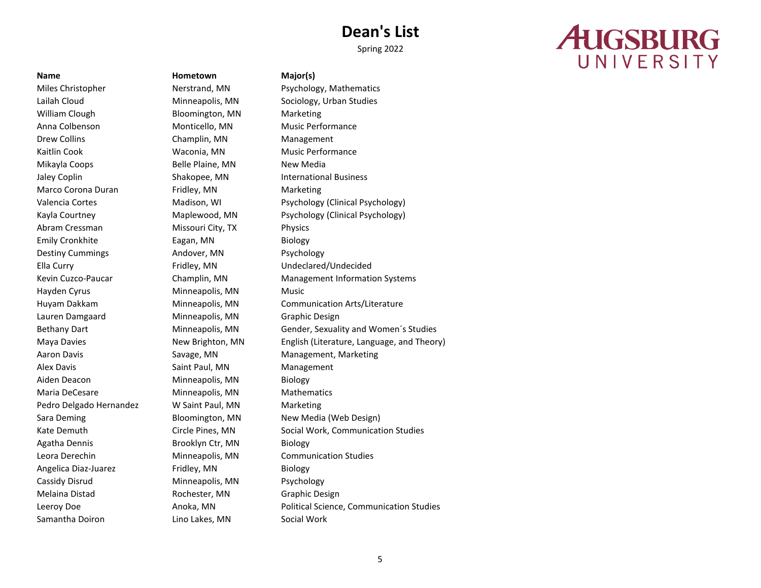# Dean's List

Spring 2022

AUGSBURG UNIVERSITY

| Name | Hometown | Major(s) |
|---|---|---|
| Miles Christopher | Nerstrand, MN | Psychology, Mathematics |
| Lailah Cloud | Minneapolis, MN | Sociology, Urban Studies |
| William Clough | Bloomington, MN | Marketing |
| Anna Colbenson | Monticello, MN | Music Performance |
| Drew Collins | Champlin, MN | Management |
| Kaitlin Cook | Waconia, MN | Music Performance |
| Mikayla Coops | Belle Plaine, MN | New Media |
| Jaley Coplin | Shakopee, MN | International Business |
| Marco Corona Duran | Fridley, MN | Marketing |
| Valencia Cortes | Madison, WI | Psychology (Clinical Psychology) |
| Kayla Courtney | Maplewood, MN | Psychology (Clinical Psychology) |
| Abram Cressman | Missouri City, TX | Physics |
| Emily Cronkhite | Eagan, MN | Biology |
| Destiny Cummings | Andover, MN | Psychology |
| Ella Curry | Fridley, MN | Undeclared/Undecided |
| Kevin Cuzco-Paucar | Champlin, MN | Management Information Systems |
| Hayden Cyrus | Minneapolis, MN | Music |
| Huyam Dakkam | Minneapolis, MN | Communication Arts/Literature |
| Lauren Damgaard | Minneapolis, MN | Graphic Design |
| Bethany Dart | Minneapolis, MN | Gender, Sexuality and Women´s Studies |
| Maya Davies | New Brighton, MN | English (Literature, Language, and Theory) |
| Aaron Davis | Savage, MN | Management, Marketing |
| Alex Davis | Saint Paul, MN | Management |
| Aiden Deacon | Minneapolis, MN | Biology |
| Maria DeCesare | Minneapolis, MN | Mathematics |
| Pedro Delgado Hernandez | W Saint Paul, MN | Marketing |
| Sara Deming | Bloomington, MN | New Media (Web Design) |
| Kate Demuth | Circle Pines, MN | Social Work, Communication Studies |
| Agatha Dennis | Brooklyn Ctr, MN | Biology |
| Leora Derechin | Minneapolis, MN | Communication Studies |
| Angelica Diaz-Juarez | Fridley, MN | Biology |
| Cassidy Disrud | Minneapolis, MN | Psychology |
| Melaina Distad | Rochester, MN | Graphic Design |
| Leeroy Doe | Anoka, MN | Political Science, Communication Studies |
| Samantha Doiron | Lino Lakes, MN | Social Work |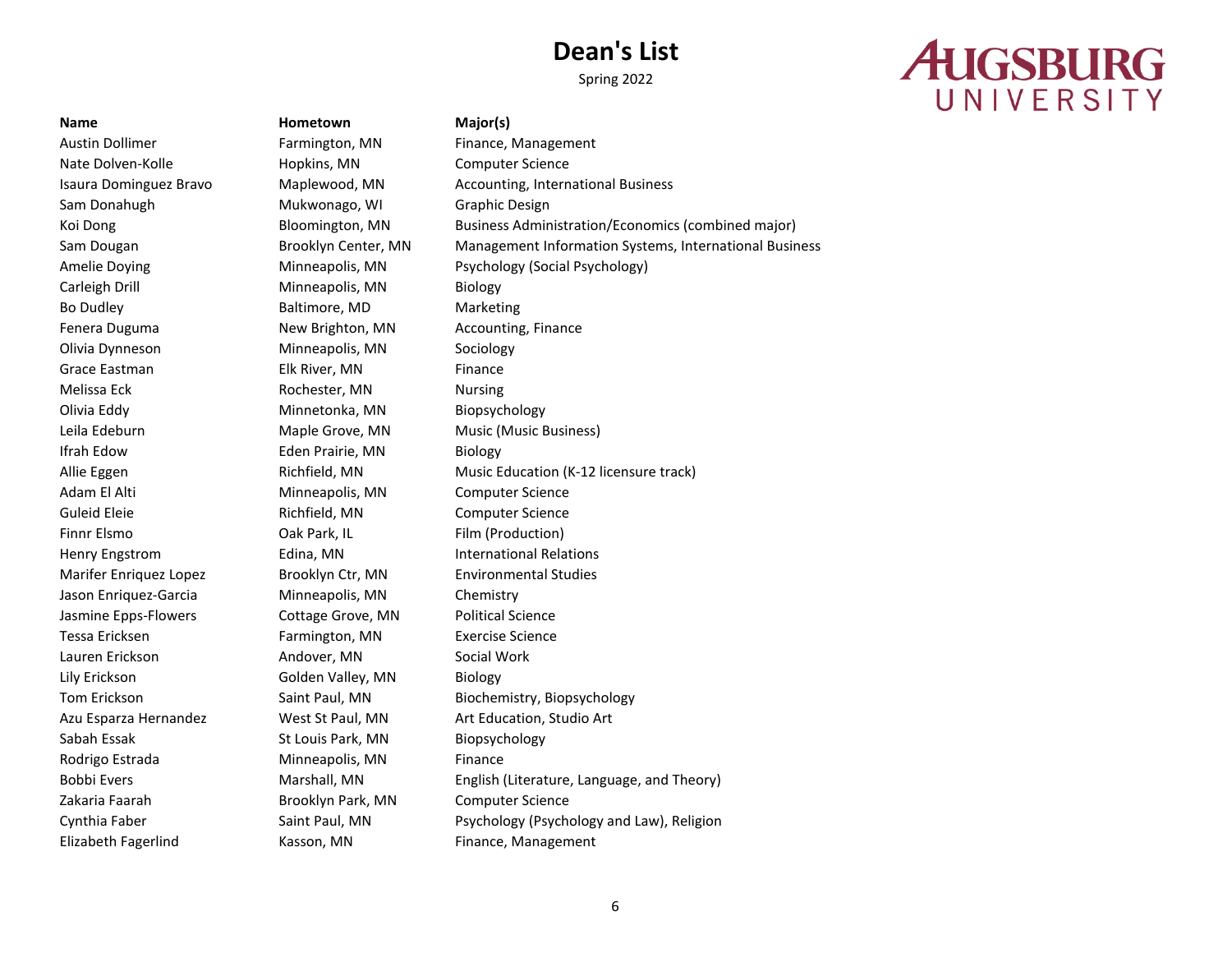# Dean's List

Spring 2022

AUGSBURG UNIVERSITY

| Name | Hometown | Major(s) |
|---|---|---|
| Austin Dollimer | Farmington, MN | Finance, Management |
| Nate Dolven-Kolle | Hopkins, MN | Computer Science |
| Isaura Dominguez Bravo | Maplewood, MN | Accounting, International Business |
| Sam Donahugh | Mukwonago, WI | Graphic Design |
| Koi Dong | Bloomington, MN | Business Administration/Economics (combined major) |
| Sam Dougan | Brooklyn Center, MN | Management Information Systems, International Business |
| Amelie Doying | Minneapolis, MN | Psychology (Social Psychology) |
| Carleigh Drill | Minneapolis, MN | Biology |
| Bo Dudley | Baltimore, MD | Marketing |
| Fenera Duguma | New Brighton, MN | Accounting, Finance |
| Olivia Dynneson | Minneapolis, MN | Sociology |
| Grace Eastman | Elk River, MN | Finance |
| Melissa Eck | Rochester, MN | Nursing |
| Olivia Eddy | Minnetonka, MN | Biopsychology |
| Leila Edeburn | Maple Grove, MN | Music (Music Business) |
| Ifrah Edow | Eden Prairie, MN | Biology |
| Allie Eggen | Richfield, MN | Music Education (K-12 licensure track) |
| Adam El Alti | Minneapolis, MN | Computer Science |
| Guleid Eleie | Richfield, MN | Computer Science |
| Finnr Elsmo | Oak Park, IL | Film (Production) |
| Henry Engstrom | Edina, MN | International Relations |
| Marifer Enriquez Lopez | Brooklyn Ctr, MN | Environmental Studies |
| Jason Enriquez-Garcia | Minneapolis, MN | Chemistry |
| Jasmine Epps-Flowers | Cottage Grove, MN | Political Science |
| Tessa Ericksen | Farmington, MN | Exercise Science |
| Lauren Erickson | Andover, MN | Social Work |
| Lily Erickson | Golden Valley, MN | Biology |
| Tom Erickson | Saint Paul, MN | Biochemistry, Biopsychology |
| Azu Esparza Hernandez | West St Paul, MN | Art Education, Studio Art |
| Sabah Essak | St Louis Park, MN | Biopsychology |
| Rodrigo Estrada | Minneapolis, MN | Finance |
| Bobbi Evers | Marshall, MN | English (Literature, Language, and Theory) |
| Zakaria Faarah | Brooklyn Park, MN | Computer Science |
| Cynthia Faber | Saint Paul, MN | Psychology (Psychology and Law), Religion |
| Elizabeth Fagerlind | Kasson, MN | Finance, Management |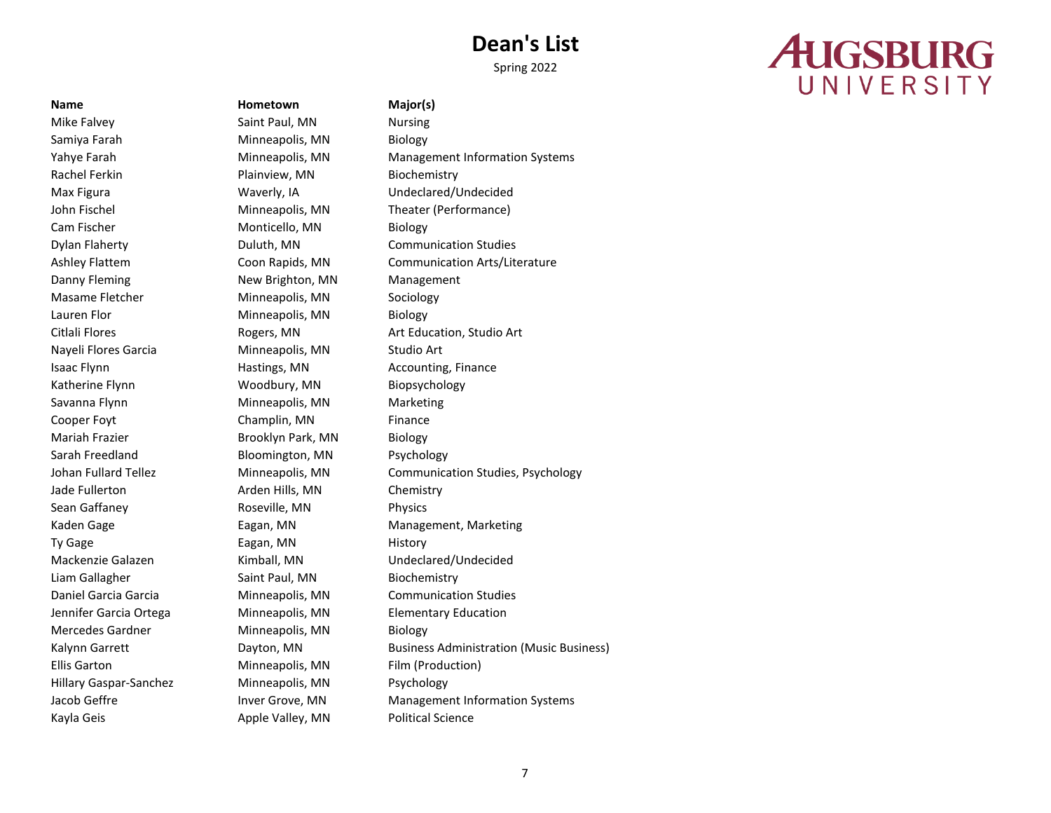# Dean's List

Spring 2022

AUGSBURG UNIVERSITY

| Name | Hometown | Major(s) |
|---|---|---|
| Mike Falvey | Saint Paul, MN | Nursing |
| Samiya Farah | Minneapolis, MN | Biology |
| Yahye Farah | Minneapolis, MN | Management Information Systems |
| Rachel Ferkin | Plainview, MN | Biochemistry |
| Max Figura | Waverly, IA | Undeclared/Undecided |
| John Fischel | Minneapolis, MN | Theater (Performance) |
| Cam Fischer | Monticello, MN | Biology |
| Dylan Flaherty | Duluth, MN | Communication Studies |
| Ashley Flattem | Coon Rapids, MN | Communication Arts/Literature |
| Danny Fleming | New Brighton, MN | Management |
| Masame Fletcher | Minneapolis, MN | Sociology |
| Lauren Flor | Minneapolis, MN | Biology |
| Citlali Flores | Rogers, MN | Art Education, Studio Art |
| Nayeli Flores Garcia | Minneapolis, MN | Studio Art |
| Isaac Flynn | Hastings, MN | Accounting, Finance |
| Katherine Flynn | Woodbury, MN | Biopsychology |
| Savanna Flynn | Minneapolis, MN | Marketing |
| Cooper Foyt | Champlin, MN | Finance |
| Mariah Frazier | Brooklyn Park, MN | Biology |
| Sarah Freedland | Bloomington, MN | Psychology |
| Johan Fullard Tellez | Minneapolis, MN | Communication Studies, Psychology |
| Jade Fullerton | Arden Hills, MN | Chemistry |
| Sean Gaffaney | Roseville, MN | Physics |
| Kaden Gage | Eagan, MN | Management, Marketing |
| Ty Gage | Eagan, MN | History |
| Mackenzie Galazen | Kimball, MN | Undeclared/Undecided |
| Liam Gallagher | Saint Paul, MN | Biochemistry |
| Daniel Garcia Garcia | Minneapolis, MN | Communication Studies |
| Jennifer Garcia Ortega | Minneapolis, MN | Elementary Education |
| Mercedes Gardner | Minneapolis, MN | Biology |
| Kalynn Garrett | Dayton, MN | Business Administration (Music Business) |
| Ellis Garton | Minneapolis, MN | Film (Production) |
| Hillary Gaspar-Sanchez | Minneapolis, MN | Psychology |
| Jacob Geffre | Inver Grove, MN | Management Information Systems |
| Kayla Geis | Apple Valley, MN | Political Science |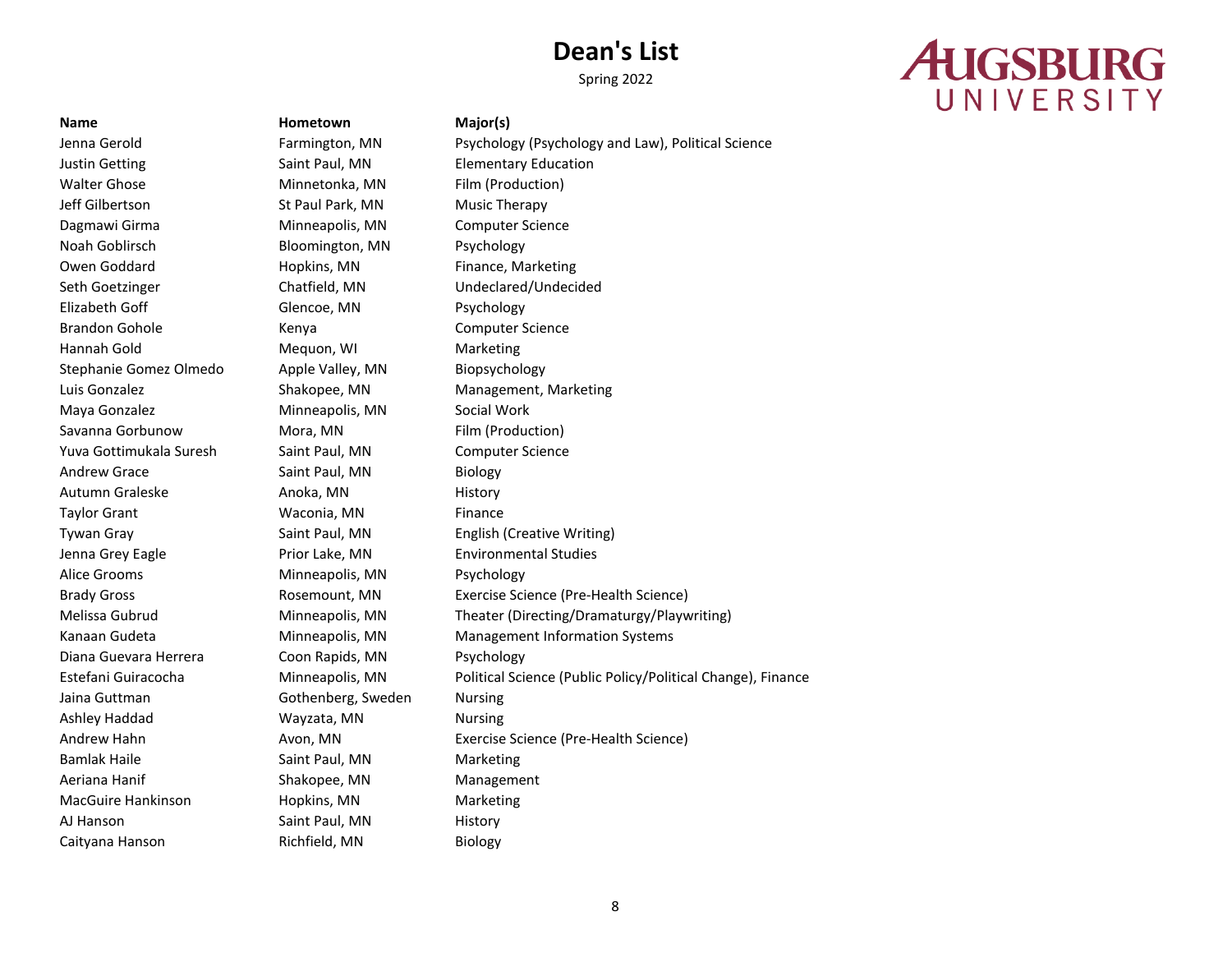# Dean's List

Spring 2022

AUGSBURG UNIVERSITY

| Name | Hometown | Major(s) |
|---|---|---|
| Jenna Gerold | Farmington, MN | Psychology (Psychology and Law), Political Science |
| Justin Getting | Saint Paul, MN | Elementary Education |
| Walter Ghose | Minnetonka, MN | Film (Production) |
| Jeff Gilbertson | St Paul Park, MN | Music Therapy |
| Dagmawi Girma | Minneapolis, MN | Computer Science |
| Noah Goblirsch | Bloomington, MN | Psychology |
| Owen Goddard | Hopkins, MN | Finance, Marketing |
| Seth Goetzinger | Chatfield, MN | Undeclared/Undecided |
| Elizabeth Goff | Glencoe, MN | Psychology |
| Brandon Gohole | Kenya | Computer Science |
| Hannah Gold | Mequon, WI | Marketing |
| Stephanie Gomez Olmedo | Apple Valley, MN | Biopsychology |
| Luis Gonzalez | Shakopee, MN | Management, Marketing |
| Maya Gonzalez | Minneapolis, MN | Social Work |
| Savanna Gorbunow | Mora, MN | Film (Production) |
| Yuva Gottimukala Suresh | Saint Paul, MN | Computer Science |
| Andrew Grace | Saint Paul, MN | Biology |
| Autumn Graleske | Anoka, MN | History |
| Taylor Grant | Waconia, MN | Finance |
| Tywan Gray | Saint Paul, MN | English (Creative Writing) |
| Jenna Grey Eagle | Prior Lake, MN | Environmental Studies |
| Alice Grooms | Minneapolis, MN | Psychology |
| Brady Gross | Rosemount, MN | Exercise Science (Pre-Health Science) |
| Melissa Gubrud | Minneapolis, MN | Theater (Directing/Dramaturgy/Playwriting) |
| Kanaan Gudeta | Minneapolis, MN | Management Information Systems |
| Diana Guevara Herrera | Coon Rapids, MN | Psychology |
| Estefani Guiracocha | Minneapolis, MN | Political Science (Public Policy/Political Change), Finance |
| Jaina Guttman | Gothenberg, Sweden | Nursing |
| Ashley Haddad | Wayzata, MN | Nursing |
| Andrew Hahn | Avon, MN | Exercise Science (Pre-Health Science) |
| Bamlak Haile | Saint Paul, MN | Marketing |
| Aeriana Hanif | Shakopee, MN | Management |
| MacGuire Hankinson | Hopkins, MN | Marketing |
| AJ Hanson | Saint Paul, MN | History |
| Caityana Hanson | Richfield, MN | Biology |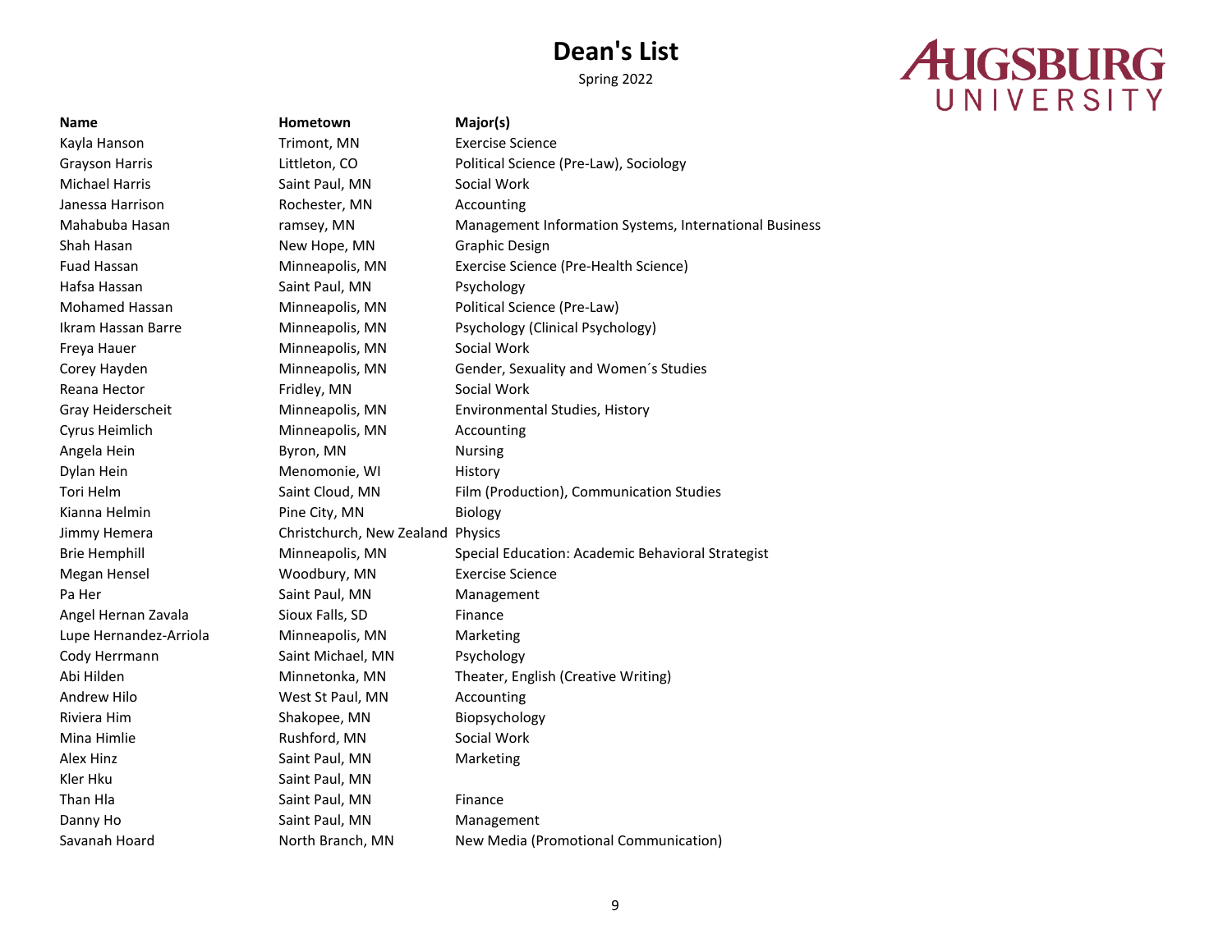# Dean's List

Spring 2022

AUGSBURG UNIVERSITY

| Name | Hometown | Major(s) |
| --- | --- | --- |
| Kayla Hanson | Trimont, MN | Exercise Science |
| Grayson Harris | Littleton, CO | Political Science (Pre-Law), Sociology |
| Michael Harris | Saint Paul, MN | Social Work |
| Janessa Harrison | Rochester, MN | Accounting |
| Mahabuba Hasan | ramsey, MN | Management Information Systems, International Business |
| Shah Hasan | New Hope, MN | Graphic Design |
| Fuad Hassan | Minneapolis, MN | Exercise Science (Pre-Health Science) |
| Hafsa Hassan | Saint Paul, MN | Psychology |
| Mohamed Hassan | Minneapolis, MN | Political Science (Pre-Law) |
| Ikram Hassan Barre | Minneapolis, MN | Psychology (Clinical Psychology) |
| Freya Hauer | Minneapolis, MN | Social Work |
| Corey Hayden | Minneapolis, MN | Gender, Sexuality and Women´s Studies |
| Reana Hector | Fridley, MN | Social Work |
| Gray Heiderscheit | Minneapolis, MN | Environmental Studies, History |
| Cyrus Heimlich | Minneapolis, MN | Accounting |
| Angela Hein | Byron, MN | Nursing |
| Dylan Hein | Menomonie, WI | History |
| Tori Helm | Saint Cloud, MN | Film (Production), Communication Studies |
| Kianna Helmin | Pine City, MN | Biology |
| Jimmy Hemera | Christchurch, New Zealand | Physics |
| Brie Hemphill | Minneapolis, MN | Special Education: Academic Behavioral Strategist |
| Megan Hensel | Woodbury, MN | Exercise Science |
| Pa Her | Saint Paul, MN | Management |
| Angel Hernan Zavala | Sioux Falls, SD | Finance |
| Lupe Hernandez-Arriola | Minneapolis, MN | Marketing |
| Cody Herrmann | Saint Michael, MN | Psychology |
| Abi Hilden | Minnetonka, MN | Theater, English (Creative Writing) |
| Andrew Hilo | West St Paul, MN | Accounting |
| Riviera Him | Shakopee, MN | Biopsychology |
| Mina Himlie | Rushford, MN | Social Work |
| Alex Hinz | Saint Paul, MN | Marketing |
| Kler Hku | Saint Paul, MN | |
| Than Hla | Saint Paul, MN | Finance |
| Danny Ho | Saint Paul, MN | Management |
| Savanah Hoard | North Branch, MN | New Media (Promotional Communication) |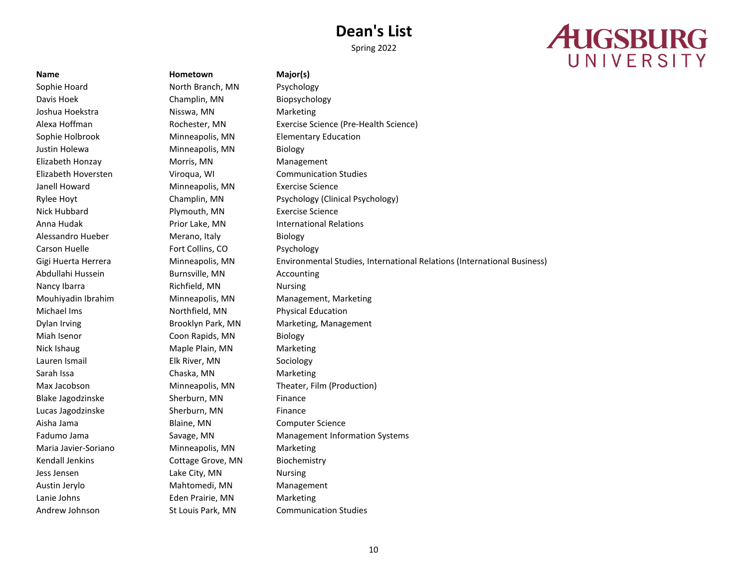# Dean's List

Spring 2022

AUGSBURG UNIVERSITY

| Name | Hometown | Major(s) |
|---|---|---|
| Sophie Hoard | North Branch, MN | Psychology |
| Davis Hoek | Champlin, MN | Biopsychology |
| Joshua Hoekstra | Nisswa, MN | Marketing |
| Alexa Hoffman | Rochester, MN | Exercise Science (Pre-Health Science) |
| Sophie Holbrook | Minneapolis, MN | Elementary Education |
| Justin Holewa | Minneapolis, MN | Biology |
| Elizabeth Honzay | Morris, MN | Management |
| Elizabeth Hoversten | Viroqua, WI | Communication Studies |
| Janell Howard | Minneapolis, MN | Exercise Science |
| Rylee Hoyt | Champlin, MN | Psychology (Clinical Psychology) |
| Nick Hubbard | Plymouth, MN | Exercise Science |
| Anna Hudak | Prior Lake, MN | International Relations |
| Alessandro Hueber | Merano, Italy | Biology |
| Carson Huelle | Fort Collins, CO | Psychology |
| Gigi Huerta Herrera | Minneapolis, MN | Environmental Studies, International Relations (International Business) |
| Abdullahi Hussein | Burnsville, MN | Accounting |
| Nancy Ibarra | Richfield, MN | Nursing |
| Mouhiyadin Ibrahim | Minneapolis, MN | Management, Marketing |
| Michael Ims | Northfield, MN | Physical Education |
| Dylan Irving | Brooklyn Park, MN | Marketing, Management |
| Miah Isenor | Coon Rapids, MN | Biology |
| Nick Ishaug | Maple Plain, MN | Marketing |
| Lauren Ismail | Elk River, MN | Sociology |
| Sarah Issa | Chaska, MN | Marketing |
| Max Jacobson | Minneapolis, MN | Theater, Film (Production) |
| Blake Jagodzinske | Sherburn, MN | Finance |
| Lucas Jagodzinske | Sherburn, MN | Finance |
| Aisha Jama | Blaine, MN | Computer Science |
| Fadumo Jama | Savage, MN | Management Information Systems |
| Maria Javier-Soriano | Minneapolis, MN | Marketing |
| Kendall Jenkins | Cottage Grove, MN | Biochemistry |
| Jess Jensen | Lake City, MN | Nursing |
| Austin Jerylo | Mahtomedi, MN | Management |
| Lanie Johns | Eden Prairie, MN | Marketing |
| Andrew Johnson | St Louis Park, MN | Communication Studies |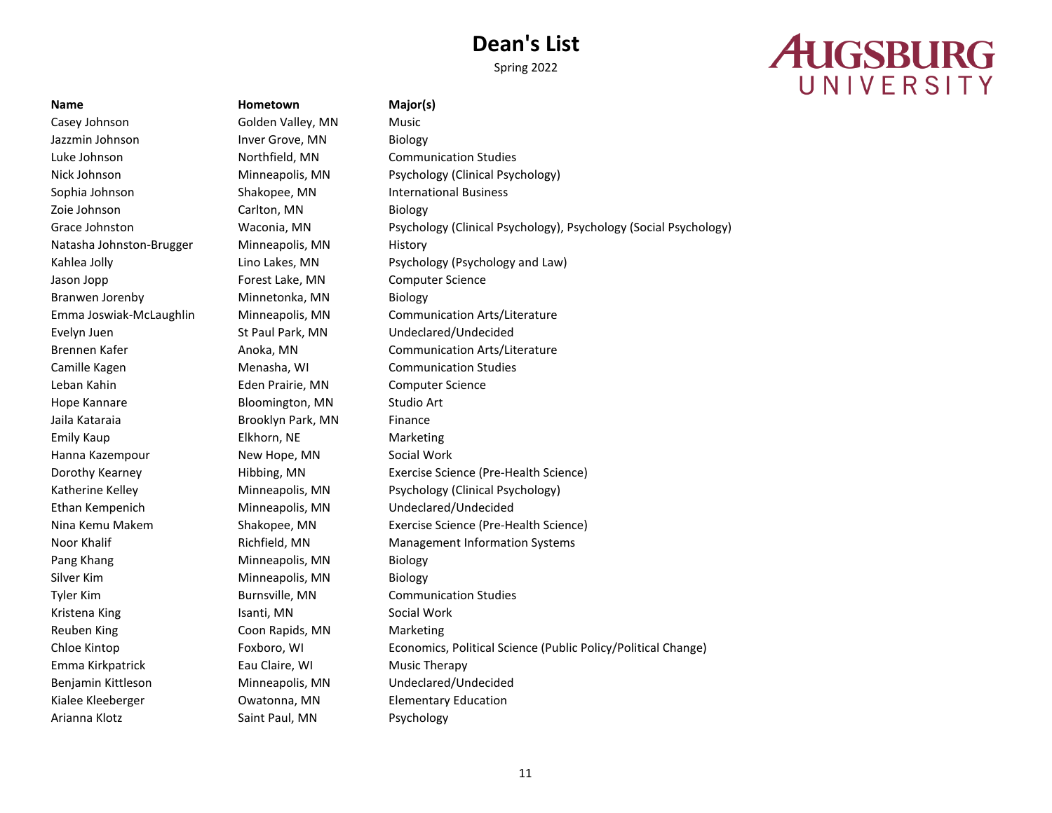# Dean's List

Spring 2022

AUGSBURG UNIVERSITY

| Name | Hometown | Major(s) |
|---|---|---|
| Casey Johnson | Golden Valley, MN | Music |
| Jazzmin Johnson | Inver Grove, MN | Biology |
| Luke Johnson | Northfield, MN | Communication Studies |
| Nick Johnson | Minneapolis, MN | Psychology (Clinical Psychology) |
| Sophia Johnson | Shakopee, MN | International Business |
| Zoie Johnson | Carlton, MN | Biology |
| Grace Johnston | Waconia, MN | Psychology (Clinical Psychology), Psychology (Social Psychology) |
| Natasha Johnston-Brugger | Minneapolis, MN | History |
| Kahlea Jolly | Lino Lakes, MN | Psychology (Psychology and Law) |
| Jason Jopp | Forest Lake, MN | Computer Science |
| Branwen Jorenby | Minnetonka, MN | Biology |
| Emma Joswiak-McLaughlin | Minneapolis, MN | Communication Arts/Literature |
| Evelyn Juen | St Paul Park, MN | Undeclared/Undecided |
| Brennen Kafer | Anoka, MN | Communication Arts/Literature |
| Camille Kagen | Menasha, WI | Communication Studies |
| Leban Kahin | Eden Prairie, MN | Computer Science |
| Hope Kannare | Bloomington, MN | Studio Art |
| Jaila Kataraia | Brooklyn Park, MN | Finance |
| Emily Kaup | Elkhorn, NE | Marketing |
| Hanna Kazempour | New Hope, MN | Social Work |
| Dorothy Kearney | Hibbing, MN | Exercise Science (Pre-Health Science) |
| Katherine Kelley | Minneapolis, MN | Psychology (Clinical Psychology) |
| Ethan Kempenich | Minneapolis, MN | Undeclared/Undecided |
| Nina Kemu Makem | Shakopee, MN | Exercise Science (Pre-Health Science) |
| Noor Khalif | Richfield, MN | Management Information Systems |
| Pang Khang | Minneapolis, MN | Biology |
| Silver Kim | Minneapolis, MN | Biology |
| Tyler Kim | Burnsville, MN | Communication Studies |
| Kristena King | Isanti, MN | Social Work |
| Reuben King | Coon Rapids, MN | Marketing |
| Chloe Kintop | Foxboro, WI | Economics, Political Science (Public Policy/Political Change) |
| Emma Kirkpatrick | Eau Claire, WI | Music Therapy |
| Benjamin Kittleson | Minneapolis, MN | Undeclared/Undecided |
| Kialee Kleeberger | Owatonna, MN | Elementary Education |
| Arianna Klotz | Saint Paul, MN | Psychology |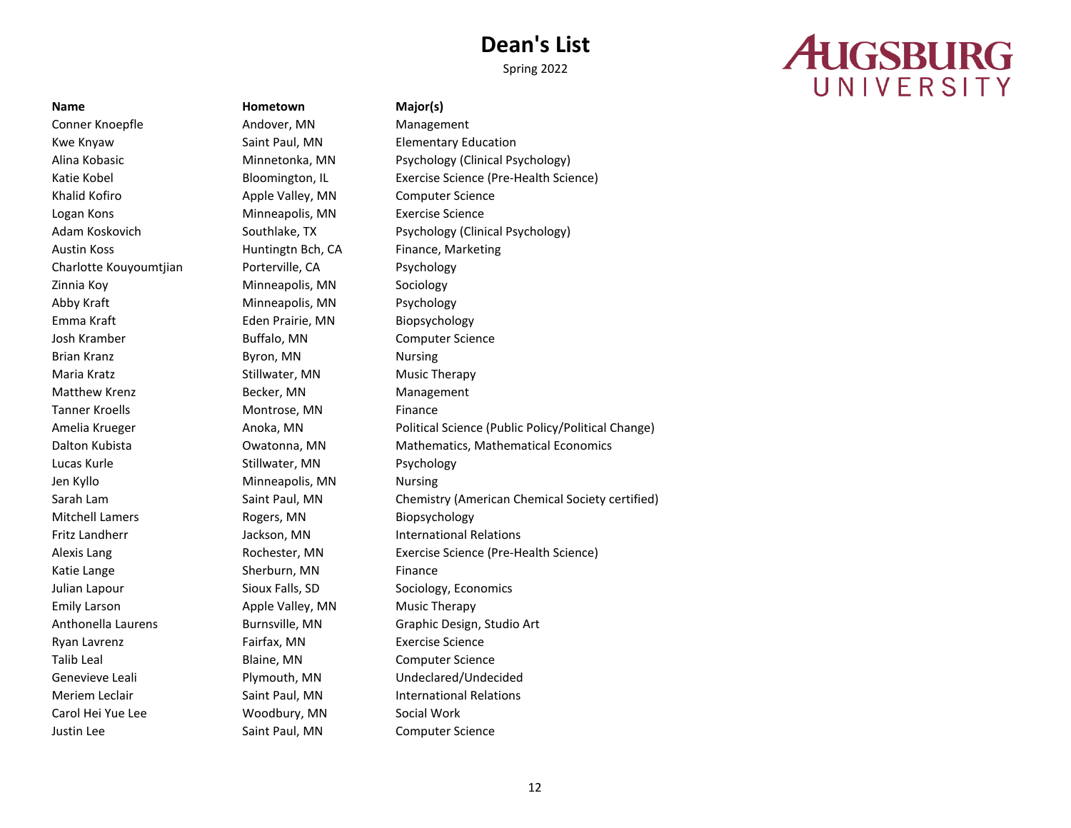# Dean's List

Spring 2022

AUGSBURG UNIVERSITY

| Name | Hometown | Major(s) |
| --- | --- | --- |
| Conner Knoepfle | Andover, MN | Management |
| Kwe Knyaw | Saint Paul, MN | Elementary Education |
| Alina Kobasic | Minnetonka, MN | Psychology (Clinical Psychology) |
| Katie Kobel | Bloomington, IL | Exercise Science (Pre-Health Science) |
| Khalid Kofiro | Apple Valley, MN | Computer Science |
| Logan Kons | Minneapolis, MN | Exercise Science |
| Adam Koskovich | Southlake, TX | Psychology (Clinical Psychology) |
| Austin Koss | Huntingtn Bch, CA | Finance, Marketing |
| Charlotte Kouyoumtjian | Porterville, CA | Psychology |
| Zinnia Koy | Minneapolis, MN | Sociology |
| Abby Kraft | Minneapolis, MN | Psychology |
| Emma Kraft | Eden Prairie, MN | Biopsychology |
| Josh Kramber | Buffalo, MN | Computer Science |
| Brian Kranz | Byron, MN | Nursing |
| Maria Kratz | Stillwater, MN | Music Therapy |
| Matthew Krenz | Becker, MN | Management |
| Tanner Kroells | Montrose, MN | Finance |
| Amelia Krueger | Anoka, MN | Political Science (Public Policy/Political Change) |
| Dalton Kubista | Owatonna, MN | Mathematics, Mathematical Economics |
| Lucas Kurle | Stillwater, MN | Psychology |
| Jen Kyllo | Minneapolis, MN | Nursing |
| Sarah Lam | Saint Paul, MN | Chemistry (American Chemical Society certified) |
| Mitchell Lamers | Rogers, MN | Biopsychology |
| Fritz Landherr | Jackson, MN | International Relations |
| Alexis Lang | Rochester, MN | Exercise Science (Pre-Health Science) |
| Katie Lange | Sherburn, MN | Finance |
| Julian Lapour | Sioux Falls, SD | Sociology, Economics |
| Emily Larson | Apple Valley, MN | Music Therapy |
| Anthonella Laurens | Burnsville, MN | Graphic Design, Studio Art |
| Ryan Lavrenz | Fairfax, MN | Exercise Science |
| Talib Leal | Blaine, MN | Computer Science |
| Genevieve Leali | Plymouth, MN | Undeclared/Undecided |
| Meriem Leclair | Saint Paul, MN | International Relations |
| Carol Hei Yue Lee | Woodbury, MN | Social Work |
| Justin Lee | Saint Paul, MN | Computer Science |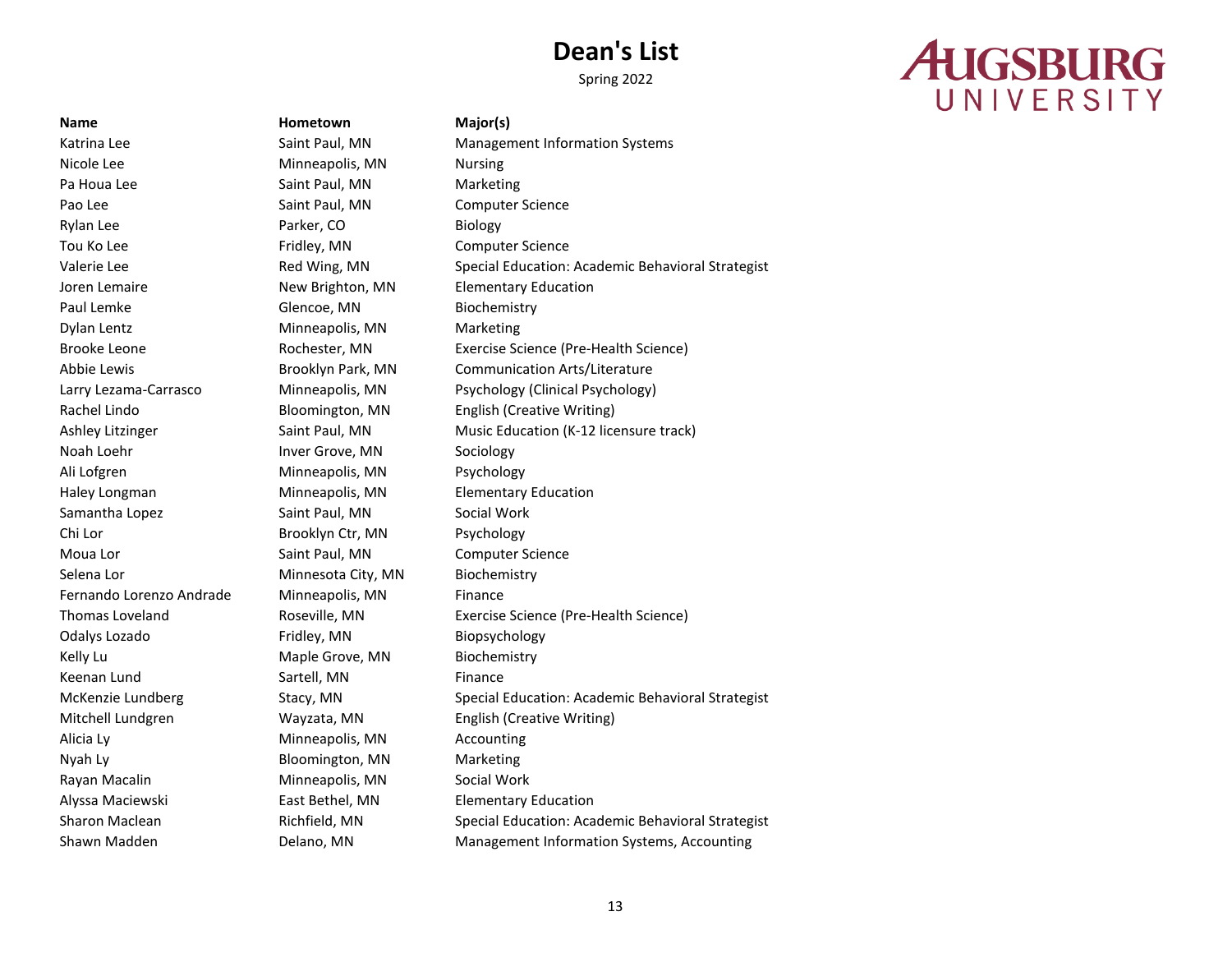# Dean's List

Spring 2022

AUGSBURG UNIVERSITY

| Name | Hometown | Major(s) |
|---|---|---|
| Katrina Lee | Saint Paul, MN | Management Information Systems |
| Nicole Lee | Minneapolis, MN | Nursing |
| Pa Houa Lee | Saint Paul, MN | Marketing |
| Pao Lee | Saint Paul, MN | Computer Science |
| Rylan Lee | Parker, CO | Biology |
| Tou Ko Lee | Fridley, MN | Computer Science |
| Valerie Lee | Red Wing, MN | Special Education: Academic Behavioral Strategist |
| Joren Lemaire | New Brighton, MN | Elementary Education |
| Paul Lemke | Glencoe, MN | Biochemistry |
| Dylan Lentz | Minneapolis, MN | Marketing |
| Brooke Leone | Rochester, MN | Exercise Science (Pre-Health Science) |
| Abbie Lewis | Brooklyn Park, MN | Communication Arts/Literature |
| Larry Lezama-Carrasco | Minneapolis, MN | Psychology (Clinical Psychology) |
| Rachel Lindo | Bloomington, MN | English (Creative Writing) |
| Ashley Litzinger | Saint Paul, MN | Music Education (K-12 licensure track) |
| Noah Loehr | Inver Grove, MN | Sociology |
| Ali Lofgren | Minneapolis, MN | Psychology |
| Haley Longman | Minneapolis, MN | Elementary Education |
| Samantha Lopez | Saint Paul, MN | Social Work |
| Chi Lor | Brooklyn Ctr, MN | Psychology |
| Moua Lor | Saint Paul, MN | Computer Science |
| Selena Lor | Minnesota City, MN | Biochemistry |
| Fernando Lorenzo Andrade | Minneapolis, MN | Finance |
| Thomas Loveland | Roseville, MN | Exercise Science (Pre-Health Science) |
| Odalys Lozado | Fridley, MN | Biopsychology |
| Kelly Lu | Maple Grove, MN | Biochemistry |
| Keenan Lund | Sartell, MN | Finance |
| McKenzie Lundberg | Stacy, MN | Special Education: Academic Behavioral Strategist |
| Mitchell Lundgren | Wayzata, MN | English (Creative Writing) |
| Alicia Ly | Minneapolis, MN | Accounting |
| Nyah Ly | Bloomington, MN | Marketing |
| Rayan Macalin | Minneapolis, MN | Social Work |
| Alyssa Maciewski | East Bethel, MN | Elementary Education |
| Sharon Maclean | Richfield, MN | Special Education: Academic Behavioral Strategist |
| Shawn Madden | Delano, MN | Management Information Systems, Accounting |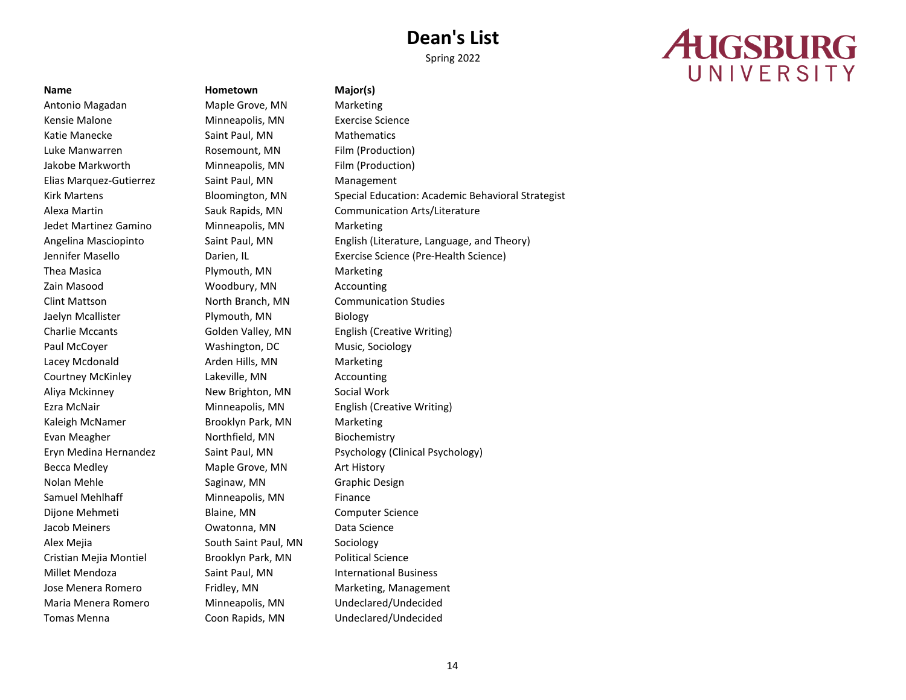# Dean's List

Spring 2022

AUGSBURG UNIVERSITY

| Name | Hometown | Major(s) |
|---|---|---|
| Antonio Magadan | Maple Grove, MN | Marketing |
| Kensie Malone | Minneapolis, MN | Exercise Science |
| Katie Manecke | Saint Paul, MN | Mathematics |
| Luke Manwarren | Rosemount, MN | Film (Production) |
| Jakobe Markworth | Minneapolis, MN | Film (Production) |
| Elias Marquez-Gutierrez | Saint Paul, MN | Management |
| Kirk Martens | Bloomington, MN | Special Education: Academic Behavioral Strategist |
| Alexa Martin | Sauk Rapids, MN | Communication Arts/Literature |
| Jedet Martinez Gamino | Minneapolis, MN | Marketing |
| Angelina Masciopinto | Saint Paul, MN | English (Literature, Language, and Theory) |
| Jennifer Masello | Darien, IL | Exercise Science (Pre-Health Science) |
| Thea Masica | Plymouth, MN | Marketing |
| Zain Masood | Woodbury, MN | Accounting |
| Clint Mattson | North Branch, MN | Communication Studies |
| Jaelyn Mcallister | Plymouth, MN | Biology |
| Charlie Mccants | Golden Valley, MN | English (Creative Writing) |
| Paul McCoyer | Washington, DC | Music, Sociology |
| Lacey Mcdonald | Arden Hills, MN | Marketing |
| Courtney McKinley | Lakeville, MN | Accounting |
| Aliya Mckinney | New Brighton, MN | Social Work |
| Ezra McNair | Minneapolis, MN | English (Creative Writing) |
| Kaleigh McNamer | Brooklyn Park, MN | Marketing |
| Evan Meagher | Northfield, MN | Biochemistry |
| Eryn Medina Hernandez | Saint Paul, MN | Psychology (Clinical Psychology) |
| Becca Medley | Maple Grove, MN | Art History |
| Nolan Mehle | Saginaw, MN | Graphic Design |
| Samuel Mehlhaff | Minneapolis, MN | Finance |
| Dijone Mehmeti | Blaine, MN | Computer Science |
| Jacob Meiners | Owatonna, MN | Data Science |
| Alex Mejia | South Saint Paul, MN | Sociology |
| Cristian Mejia Montiel | Brooklyn Park, MN | Political Science |
| Millet Mendoza | Saint Paul, MN | International Business |
| Jose Menera Romero | Fridley, MN | Marketing, Management |
| Maria Menera Romero | Minneapolis, MN | Undeclared/Undecided |
| Tomas Menna | Coon Rapids, MN | Undeclared/Undecided |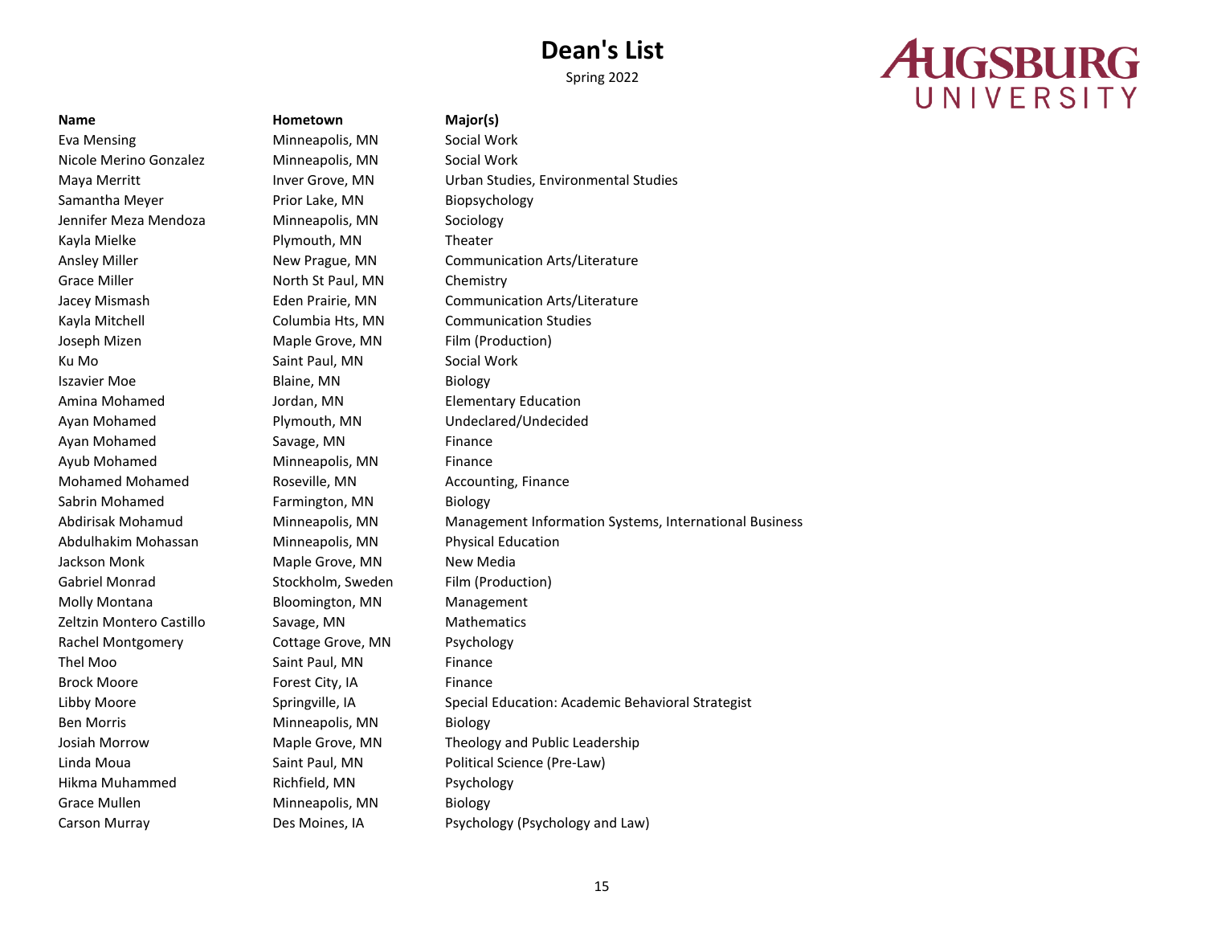# Dean's List

Spring 2022

AUGSBURG UNIVERSITY

| Name | Hometown | Major(s) |
|---|---|---|
| Eva Mensing | Minneapolis, MN | Social Work |
| Nicole Merino Gonzalez | Minneapolis, MN | Social Work |
| Maya Merritt | Inver Grove, MN | Urban Studies, Environmental Studies |
| Samantha Meyer | Prior Lake, MN | Biopsychology |
| Jennifer Meza Mendoza | Minneapolis, MN | Sociology |
| Kayla Mielke | Plymouth, MN | Theater |
| Ansley Miller | New Prague, MN | Communication Arts/Literature |
| Grace Miller | North St Paul, MN | Chemistry |
| Jacey Mismash | Eden Prairie, MN | Communication Arts/Literature |
| Kayla Mitchell | Columbia Hts, MN | Communication Studies |
| Joseph Mizen | Maple Grove, MN | Film (Production) |
| Ku Mo | Saint Paul, MN | Social Work |
| Iszavier Moe | Blaine, MN | Biology |
| Amina Mohamed | Jordan, MN | Elementary Education |
| Ayan Mohamed | Plymouth, MN | Undeclared/Undecided |
| Ayan Mohamed | Savage, MN | Finance |
| Ayub Mohamed | Minneapolis, MN | Finance |
| Mohamed Mohamed | Roseville, MN | Accounting, Finance |
| Sabrin Mohamed | Farmington, MN | Biology |
| Abdirisak Mohamud | Minneapolis, MN | Management Information Systems, International Business |
| Abdulhakim Mohassan | Minneapolis, MN | Physical Education |
| Jackson Monk | Maple Grove, MN | New Media |
| Gabriel Monrad | Stockholm, Sweden | Film (Production) |
| Molly Montana | Bloomington, MN | Management |
| Zeltzin Montero Castillo | Savage, MN | Mathematics |
| Rachel Montgomery | Cottage Grove, MN | Psychology |
| Thel Moo | Saint Paul, MN | Finance |
| Brock Moore | Forest City, IA | Finance |
| Libby Moore | Springville, IA | Special Education: Academic Behavioral Strategist |
| Ben Morris | Minneapolis, MN | Biology |
| Josiah Morrow | Maple Grove, MN | Theology and Public Leadership |
| Linda Moua | Saint Paul, MN | Political Science (Pre-Law) |
| Hikma Muhammed | Richfield, MN | Psychology |
| Grace Mullen | Minneapolis, MN | Biology |
| Carson Murray | Des Moines, IA | Psychology (Psychology and Law) |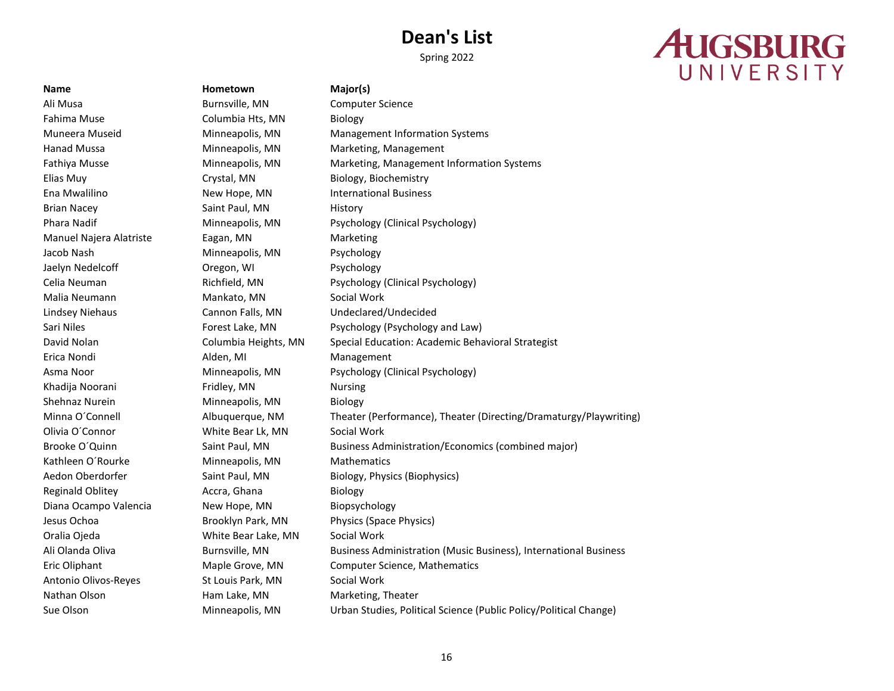# Dean's List

Spring 2022

AUGSBURG UNIVERSITY

| Name | Hometown | Major(s) |
| --- | --- | --- |
| Ali Musa | Burnsville, MN | Computer Science |
| Fahima Muse | Columbia Hts, MN | Biology |
| Muneera Museid | Minneapolis, MN | Management Information Systems |
| Hanad Mussa | Minneapolis, MN | Marketing, Management |
| Fathiya Musse | Minneapolis, MN | Marketing, Management Information Systems |
| Elias Muy | Crystal, MN | Biology, Biochemistry |
| Ena Mwalilino | New Hope, MN | International Business |
| Brian Nacey | Saint Paul, MN | History |
| Phara Nadif | Minneapolis, MN | Psychology (Clinical Psychology) |
| Manuel Najera Alatriste | Eagan, MN | Marketing |
| Jacob Nash | Minneapolis, MN | Psychology |
| Jaelyn Nedelcoff | Oregon, WI | Psychology |
| Celia Neuman | Richfield, MN | Psychology (Clinical Psychology) |
| Malia Neumann | Mankato, MN | Social Work |
| Lindsey Niehaus | Cannon Falls, MN | Undeclared/Undecided |
| Sari Niles | Forest Lake, MN | Psychology (Psychology and Law) |
| David Nolan | Columbia Heights, MN | Special Education: Academic Behavioral Strategist |
| Erica Nondi | Alden, MI | Management |
| Asma Noor | Minneapolis, MN | Psychology (Clinical Psychology) |
| Khadija Noorani | Fridley, MN | Nursing |
| Shehnaz Nurein | Minneapolis, MN | Biology |
| Minna O´Connell | Albuquerque, NM | Theater (Performance), Theater (Directing/Dramaturgy/Playwriting) |
| Olivia O´Connor | White Bear Lk, MN | Social Work |
| Brooke O´Quinn | Saint Paul, MN | Business Administration/Economics (combined major) |
| Kathleen O´Rourke | Minneapolis, MN | Mathematics |
| Aedon Oberdorfer | Saint Paul, MN | Biology, Physics (Biophysics) |
| Reginald Oblitey | Accra, Ghana | Biology |
| Diana Ocampo Valencia | New Hope, MN | Biopsychology |
| Jesus Ochoa | Brooklyn Park, MN | Physics (Space Physics) |
| Oralia Ojeda | White Bear Lake, MN | Social Work |
| Ali Olanda Oliva | Burnsville, MN | Business Administration (Music Business), International Business |
| Eric Oliphant | Maple Grove, MN | Computer Science, Mathematics |
| Antonio Olivos-Reyes | St Louis Park, MN | Social Work |
| Nathan Olson | Ham Lake, MN | Marketing, Theater |
| Sue Olson | Minneapolis, MN | Urban Studies, Political Science (Public Policy/Political Change) |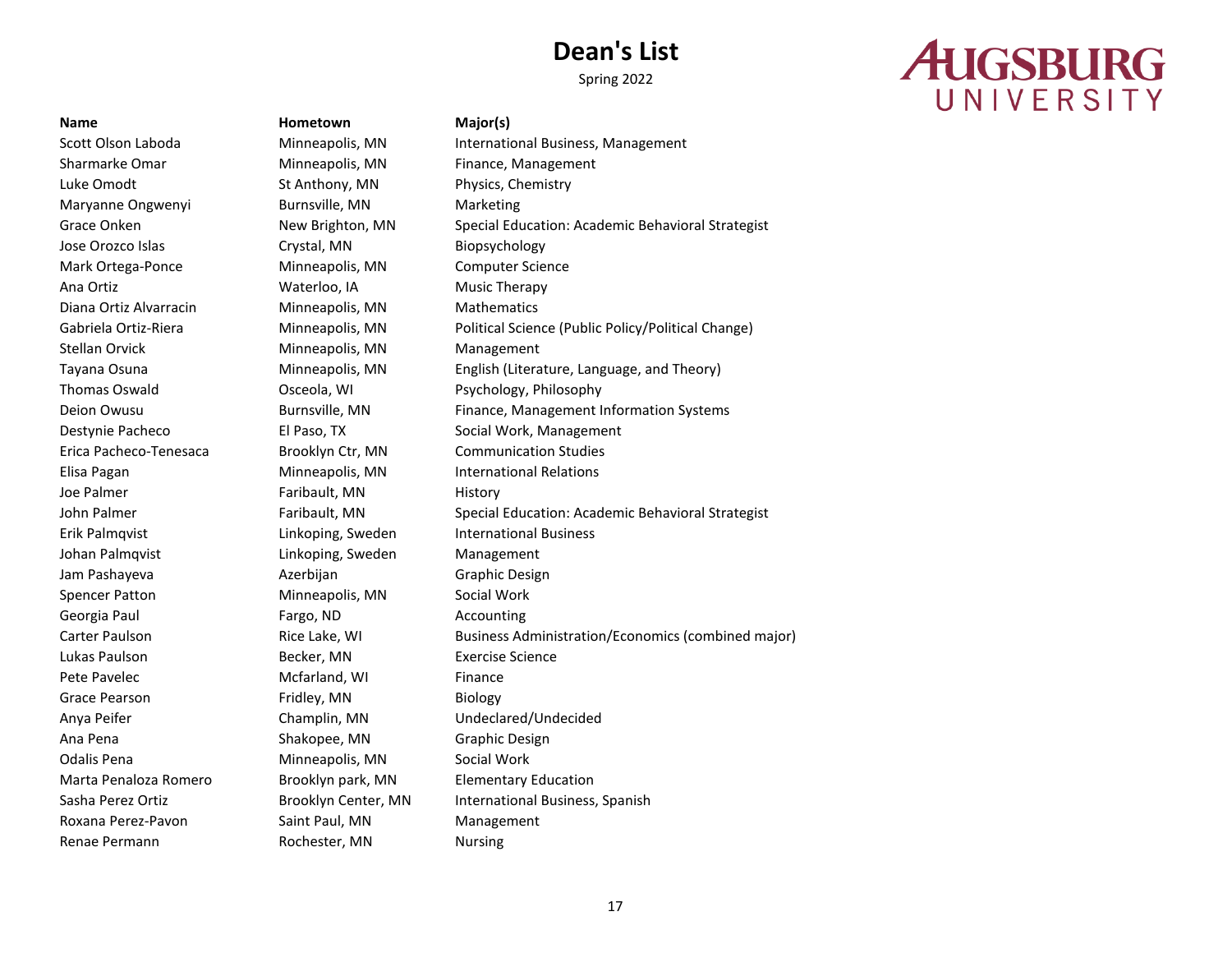# Dean's List

Spring 2022

AUGSBURG UNIVERSITY

| Name | Hometown | Major(s) |
|---|---|---|
| Scott Olson Laboda | Minneapolis, MN | International Business, Management |
| Sharmarke Omar | Minneapolis, MN | Finance, Management |
| Luke Omodt | St Anthony, MN | Physics, Chemistry |
| Maryanne Ongwenyi | Burnsville, MN | Marketing |
| Grace Onken | New Brighton, MN | Special Education: Academic Behavioral Strategist |
| Jose Orozco Islas | Crystal, MN | Biopsychology |
| Mark Ortega-Ponce | Minneapolis, MN | Computer Science |
| Ana Ortiz | Waterloo, IA | Music Therapy |
| Diana Ortiz Alvarracin | Minneapolis, MN | Mathematics |
| Gabriela Ortiz-Riera | Minneapolis, MN | Political Science (Public Policy/Political Change) |
| Stellan Orvick | Minneapolis, MN | Management |
| Tayana Osuna | Minneapolis, MN | English (Literature, Language, and Theory) |
| Thomas Oswald | Osceola, WI | Psychology, Philosophy |
| Deion Owusu | Burnsville, MN | Finance, Management Information Systems |
| Destynie Pacheco | El Paso, TX | Social Work, Management |
| Erica Pacheco-Tenesaca | Brooklyn Ctr, MN | Communication Studies |
| Elisa Pagan | Minneapolis, MN | International Relations |
| Joe Palmer | Faribault, MN | History |
| John Palmer | Faribault, MN | Special Education: Academic Behavioral Strategist |
| Erik Palmqvist | Linkoping, Sweden | International Business |
| Johan Palmqvist | Linkoping, Sweden | Management |
| Jam Pashayeva | Azerbijan | Graphic Design |
| Spencer Patton | Minneapolis, MN | Social Work |
| Georgia Paul | Fargo, ND | Accounting |
| Carter Paulson | Rice Lake, WI | Business Administration/Economics (combined major) |
| Lukas Paulson | Becker, MN | Exercise Science |
| Pete Pavelec | Mcfarland, WI | Finance |
| Grace Pearson | Fridley, MN | Biology |
| Anya Peifer | Champlin, MN | Undeclared/Undecided |
| Ana Pena | Shakopee, MN | Graphic Design |
| Odalis Pena | Minneapolis, MN | Social Work |
| Marta Penaloza Romero | Brooklyn park, MN | Elementary Education |
| Sasha Perez Ortiz | Brooklyn Center, MN | International Business, Spanish |
| Roxana Perez-Pavon | Saint Paul, MN | Management |
| Renae Permann | Rochester, MN | Nursing |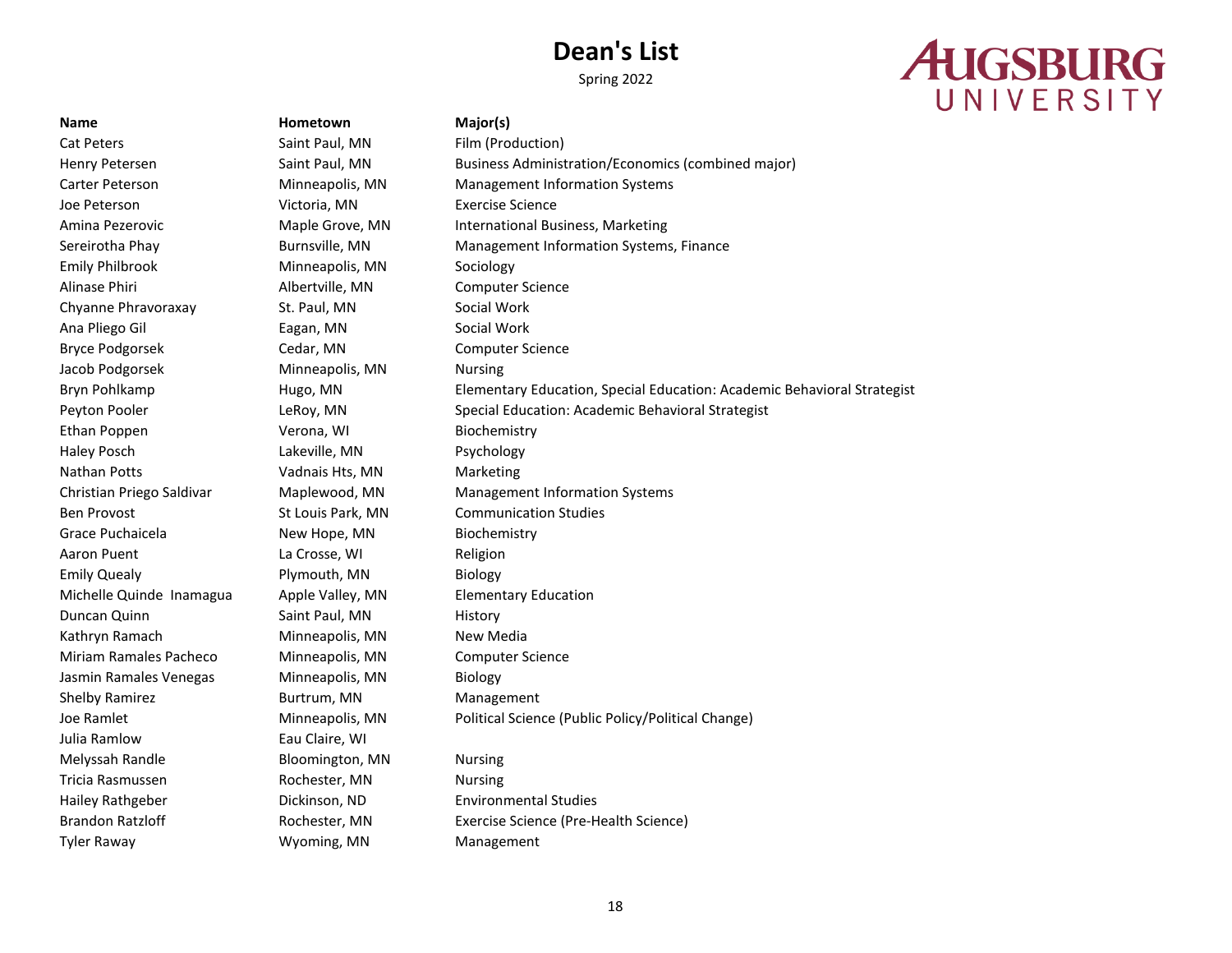# Dean's List

Spring 2022

AUGSBURG UNIVERSITY

| Name | Hometown | Major(s) |
|---|---|---|
| Cat Peters | Saint Paul, MN | Film (Production) |
| Henry Petersen | Saint Paul, MN | Business Administration/Economics (combined major) |
| Carter Peterson | Minneapolis, MN | Management Information Systems |
| Joe Peterson | Victoria, MN | Exercise Science |
| Amina Pezerovic | Maple Grove, MN | International Business, Marketing |
| Sereirotha Phay | Burnsville, MN | Management Information Systems, Finance |
| Emily Philbrook | Minneapolis, MN | Sociology |
| Alinase Phiri | Albertville, MN | Computer Science |
| Chyanne Phravoraxay | St. Paul, MN | Social Work |
| Ana Pliego Gil | Eagan, MN | Social Work |
| Bryce Podgorsek | Cedar, MN | Computer Science |
| Jacob Podgorsek | Minneapolis, MN | Nursing |
| Bryn Pohlkamp | Hugo, MN | Elementary Education, Special Education: Academic Behavioral Strategist |
| Peyton Pooler | LeRoy, MN | Special Education: Academic Behavioral Strategist |
| Ethan Poppen | Verona, WI | Biochemistry |
| Haley Posch | Lakeville, MN | Psychology |
| Nathan Potts | Vadnais Hts, MN | Marketing |
| Christian Priego Saldivar | Maplewood, MN | Management Information Systems |
| Ben Provost | St Louis Park, MN | Communication Studies |
| Grace Puchaicela | New Hope, MN | Biochemistry |
| Aaron Puent | La Crosse, WI | Religion |
| Emily Quealy | Plymouth, MN | Biology |
| Michelle Quinde Inamagua | Apple Valley, MN | Elementary Education |
| Duncan Quinn | Saint Paul, MN | History |
| Kathryn Ramach | Minneapolis, MN | New Media |
| Miriam Ramales Pacheco | Minneapolis, MN | Computer Science |
| Jasmin Ramales Venegas | Minneapolis, MN | Biology |
| Shelby Ramirez | Burtrum, MN | Management |
| Joe Ramlet | Minneapolis, MN | Political Science (Public Policy/Political Change) |
| Julia Ramlow | Eau Claire, WI | |
| Melyssah Randle | Bloomington, MN | Nursing |
| Tricia Rasmussen | Rochester, MN | Nursing |
| Hailey Rathgeber | Dickinson, ND | Environmental Studies |
| Brandon Ratzloff | Rochester, MN | Exercise Science (Pre-Health Science) |
| Tyler Raway | Wyoming, MN | Management |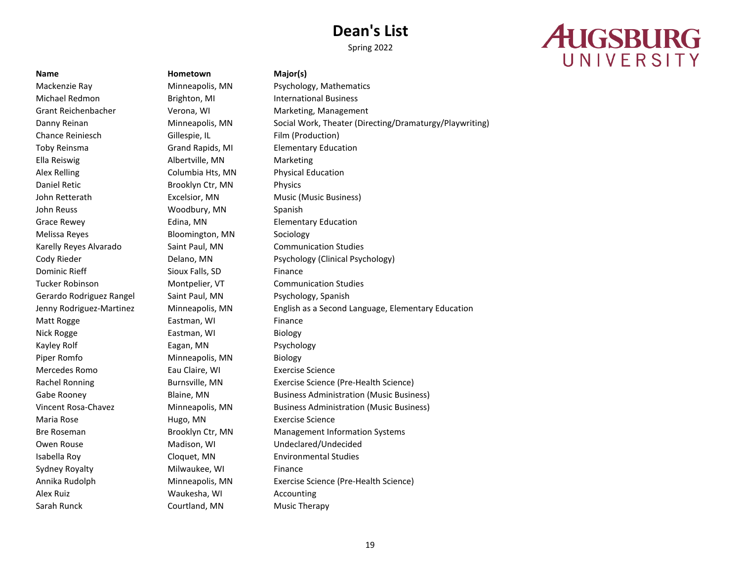# Dean's List

Spring 2022

AUGSBURG UNIVERSITY

| Name | Hometown | Major(s) |
|---|---|---|
| Mackenzie Ray | Minneapolis, MN | Psychology, Mathematics |
| Michael Redmon | Brighton, MI | International Business |
| Grant Reichenbacher | Verona, WI | Marketing, Management |
| Danny Reinan | Minneapolis, MN | Social Work, Theater (Directing/Dramaturgy/Playwriting) |
| Chance Reiniesch | Gillespie, IL | Film (Production) |
| Toby Reinsma | Grand Rapids, MI | Elementary Education |
| Ella Reiswig | Albertville, MN | Marketing |
| Alex Relling | Columbia Hts, MN | Physical Education |
| Daniel Retic | Brooklyn Ctr, MN | Physics |
| John Retterath | Excelsior, MN | Music (Music Business) |
| John Reuss | Woodbury, MN | Spanish |
| Grace Rewey | Edina, MN | Elementary Education |
| Melissa Reyes | Bloomington, MN | Sociology |
| Karelly Reyes Alvarado | Saint Paul, MN | Communication Studies |
| Cody Rieder | Delano, MN | Psychology (Clinical Psychology) |
| Dominic Rieff | Sioux Falls, SD | Finance |
| Tucker Robinson | Montpelier, VT | Communication Studies |
| Gerardo Rodriguez Rangel | Saint Paul, MN | Psychology, Spanish |
| Jenny Rodriguez-Martinez | Minneapolis, MN | English as a Second Language, Elementary Education |
| Matt Rogge | Eastman, WI | Finance |
| Nick Rogge | Eastman, WI | Biology |
| Kayley Rolf | Eagan, MN | Psychology |
| Piper Romfo | Minneapolis, MN | Biology |
| Mercedes Romo | Eau Claire, WI | Exercise Science |
| Rachel Ronning | Burnsville, MN | Exercise Science (Pre-Health Science) |
| Gabe Rooney | Blaine, MN | Business Administration (Music Business) |
| Vincent Rosa-Chavez | Minneapolis, MN | Business Administration (Music Business) |
| Maria Rose | Hugo, MN | Exercise Science |
| Bre Roseman | Brooklyn Ctr, MN | Management Information Systems |
| Owen Rouse | Madison, WI | Undeclared/Undecided |
| Isabella Roy | Cloquet, MN | Environmental Studies |
| Sydney Royalty | Milwaukee, WI | Finance |
| Annika Rudolph | Minneapolis, MN | Exercise Science (Pre-Health Science) |
| Alex Ruiz | Waukesha, WI | Accounting |
| Sarah Runck | Courtland, MN | Music Therapy |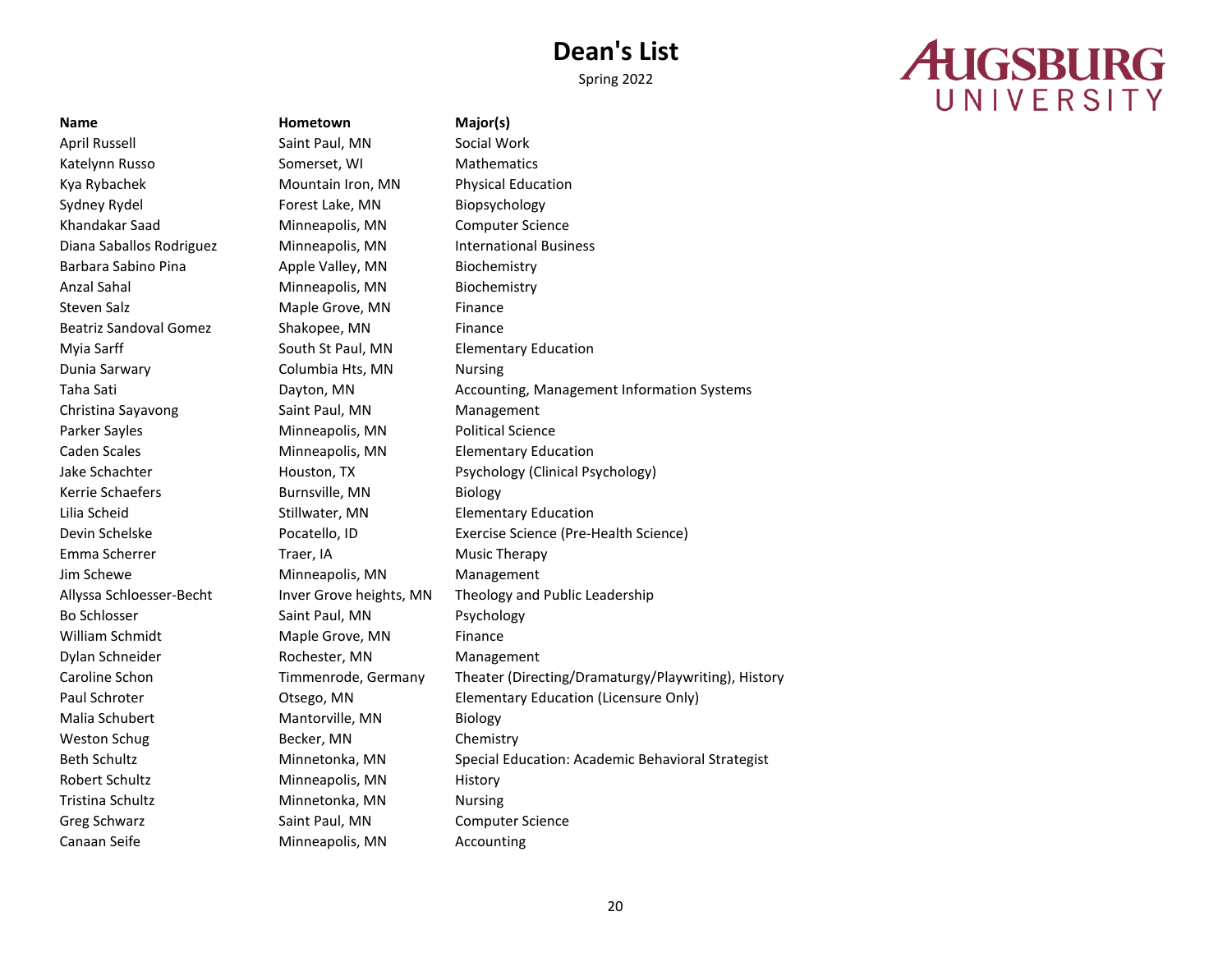# Dean's List

Spring 2022

AUGSBURG UNIVERSITY

| Name | Hometown | Major(s) |
|---|---|---|
| April Russell | Saint Paul, MN | Social Work |
| Katelynn Russo | Somerset, WI | Mathematics |
| Kya Rybachek | Mountain Iron, MN | Physical Education |
| Sydney Rydel | Forest Lake, MN | Biopsychology |
| Khandakar Saad | Minneapolis, MN | Computer Science |
| Diana Saballos Rodriguez | Minneapolis, MN | International Business |
| Barbara Sabino Pina | Apple Valley, MN | Biochemistry |
| Anzal Sahal | Minneapolis, MN | Biochemistry |
| Steven Salz | Maple Grove, MN | Finance |
| Beatriz Sandoval Gomez | Shakopee, MN | Finance |
| Myia Sarff | South St Paul, MN | Elementary Education |
| Dunia Sarwary | Columbia Hts, MN | Nursing |
| Taha Sati | Dayton, MN | Accounting, Management Information Systems |
| Christina Sayavong | Saint Paul, MN | Management |
| Parker Sayles | Minneapolis, MN | Political Science |
| Caden Scales | Minneapolis, MN | Elementary Education |
| Jake Schachter | Houston, TX | Psychology (Clinical Psychology) |
| Kerrie Schaefers | Burnsville, MN | Biology |
| Lilia Scheid | Stillwater, MN | Elementary Education |
| Devin Schelske | Pocatello, ID | Exercise Science (Pre-Health Science) |
| Emma Scherrer | Traer, IA | Music Therapy |
| Jim Schewe | Minneapolis, MN | Management |
| Allyssa Schloesser-Becht | Inver Grove heights, MN | Theology and Public Leadership |
| Bo Schlosser | Saint Paul, MN | Psychology |
| William Schmidt | Maple Grove, MN | Finance |
| Dylan Schneider | Rochester, MN | Management |
| Caroline Schon | Timmenrode, Germany | Theater (Directing/Dramaturgy/Playwriting), History |
| Paul Schroter | Otsego, MN | Elementary Education (Licensure Only) |
| Malia Schubert | Mantorville, MN | Biology |
| Weston Schug | Becker, MN | Chemistry |
| Beth Schultz | Minnetonka, MN | Special Education: Academic Behavioral Strategist |
| Robert Schultz | Minneapolis, MN | History |
| Tristina Schultz | Minnetonka, MN | Nursing |
| Greg Schwarz | Saint Paul, MN | Computer Science |
| Canaan Seife | Minneapolis, MN | Accounting |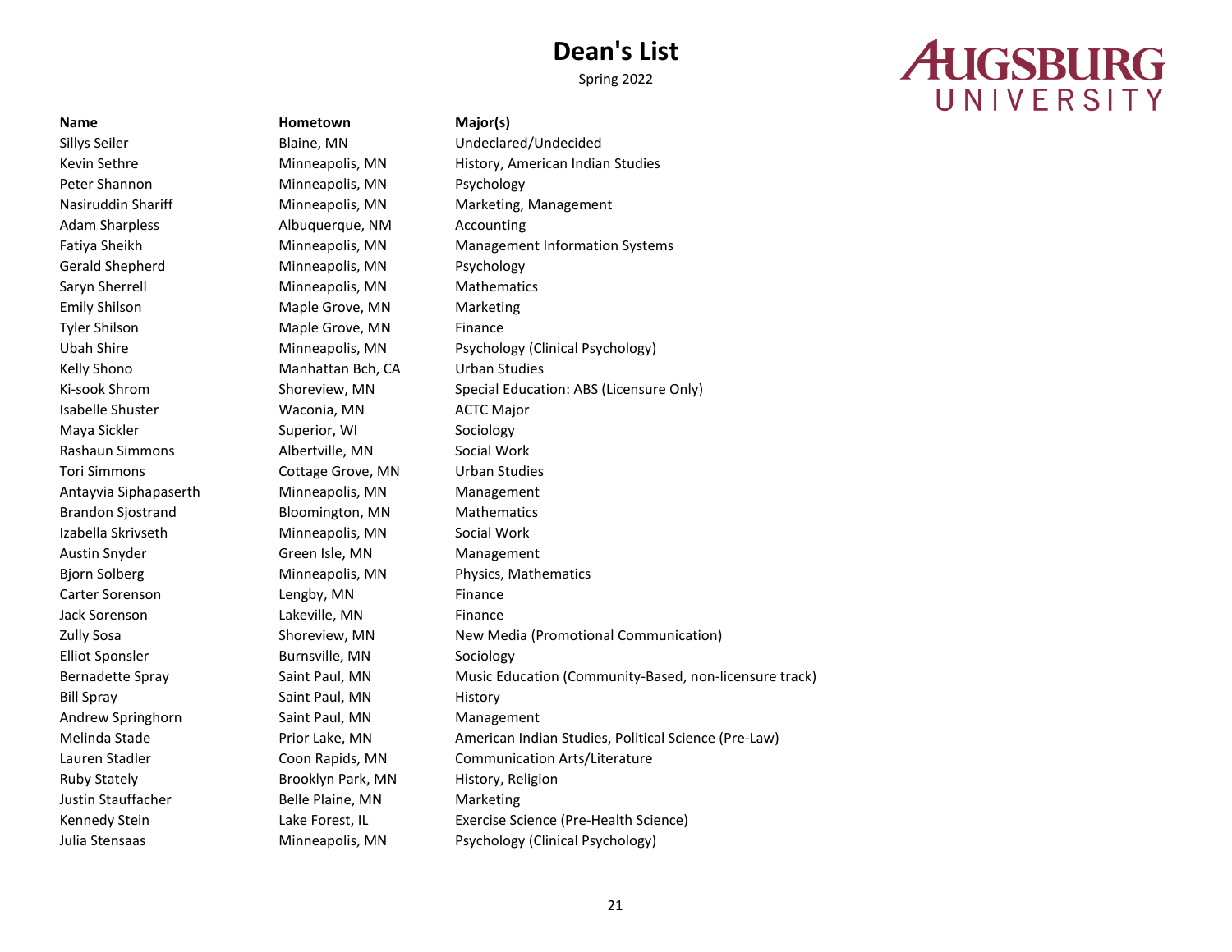# Dean's List

Spring 2022

AUGSBURG UNIVERSITY

| Name | Hometown | Major(s) |
|---|---|---|
| Sillys Seiler | Blaine, MN | Undeclared/Undecided |
| Kevin Sethre | Minneapolis, MN | History, American Indian Studies |
| Peter Shannon | Minneapolis, MN | Psychology |
| Nasiruddin Shariff | Minneapolis, MN | Marketing, Management |
| Adam Sharpless | Albuquerque, NM | Accounting |
| Fatiya Sheikh | Minneapolis, MN | Management Information Systems |
| Gerald Shepherd | Minneapolis, MN | Psychology |
| Saryn Sherrell | Minneapolis, MN | Mathematics |
| Emily Shilson | Maple Grove, MN | Marketing |
| Tyler Shilson | Maple Grove, MN | Finance |
| Ubah Shire | Minneapolis, MN | Psychology (Clinical Psychology) |
| Kelly Shono | Manhattan Bch, CA | Urban Studies |
| Ki-sook Shrom | Shoreview, MN | Special Education: ABS (Licensure Only) |
| Isabelle Shuster | Waconia, MN | ACTC Major |
| Maya Sickler | Superior, WI | Sociology |
| Rashaun Simmons | Albertville, MN | Social Work |
| Tori Simmons | Cottage Grove, MN | Urban Studies |
| Antayvia Siphapaserth | Minneapolis, MN | Management |
| Brandon Sjostrand | Bloomington, MN | Mathematics |
| Izabella Skrivseth | Minneapolis, MN | Social Work |
| Austin Snyder | Green Isle, MN | Management |
| Bjorn Solberg | Minneapolis, MN | Physics, Mathematics |
| Carter Sorenson | Lengby, MN | Finance |
| Jack Sorenson | Lakeville, MN | Finance |
| Zully Sosa | Shoreview, MN | New Media (Promotional Communication) |
| Elliot Sponsler | Burnsville, MN | Sociology |
| Bernadette Spray | Saint Paul, MN | Music Education (Community-Based, non-licensure track) |
| Bill Spray | Saint Paul, MN | History |
| Andrew Springhorn | Saint Paul, MN | Management |
| Melinda Stade | Prior Lake, MN | American Indian Studies, Political Science (Pre-Law) |
| Lauren Stadler | Coon Rapids, MN | Communication Arts/Literature |
| Ruby Stately | Brooklyn Park, MN | History, Religion |
| Justin Stauffacher | Belle Plaine, MN | Marketing |
| Kennedy Stein | Lake Forest, IL | Exercise Science (Pre-Health Science) |
| Julia Stensaas | Minneapolis, MN | Psychology (Clinical Psychology) |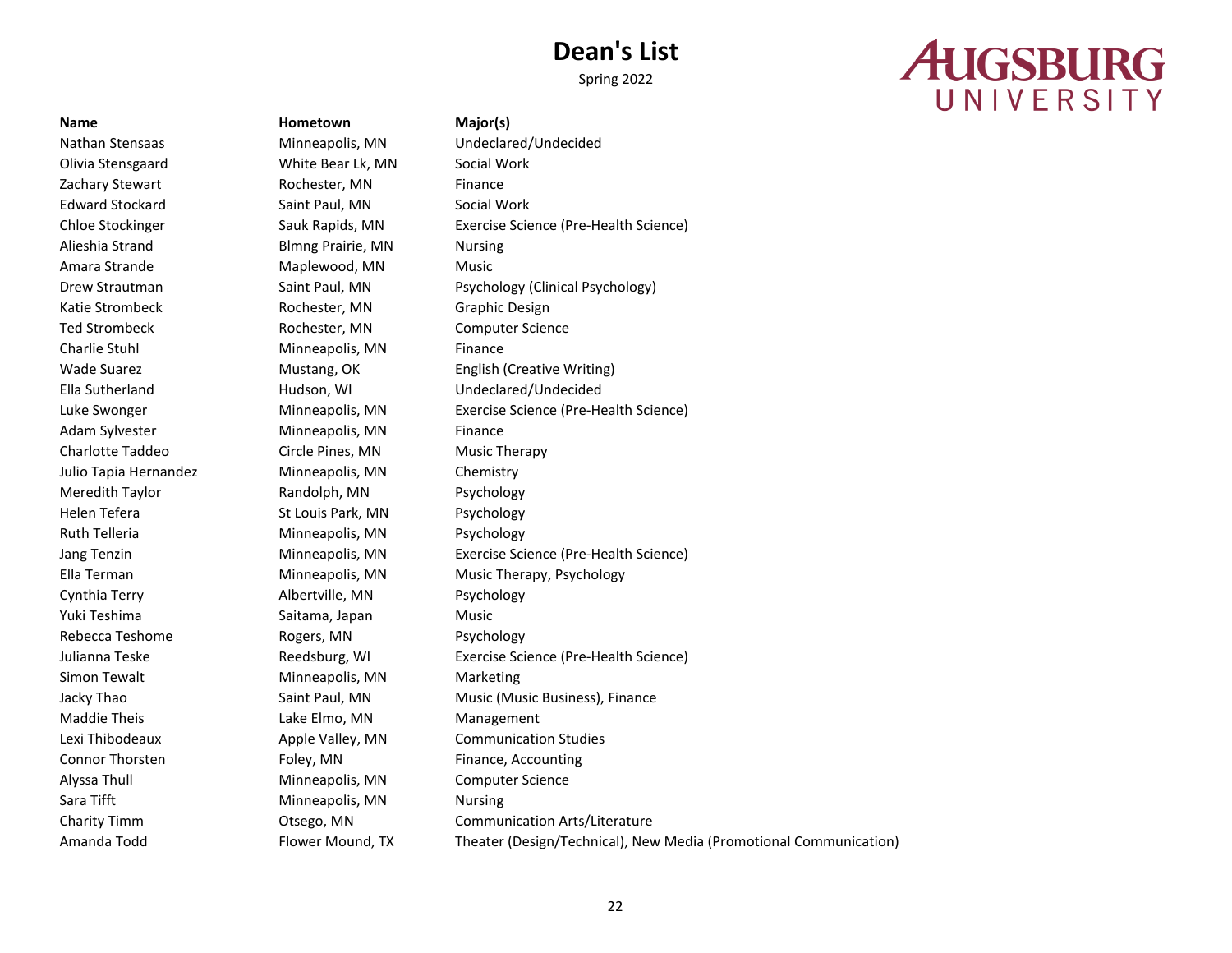# Dean's List

Spring 2022

AUGSBURG UNIVERSITY

| Name | Hometown | Major(s) |
| --- | --- | --- |
| Nathan Stensaas | Minneapolis, MN | Undeclared/Undecided |
| Olivia Stensgaard | White Bear Lk, MN | Social Work |
| Zachary Stewart | Rochester, MN | Finance |
| Edward Stockard | Saint Paul, MN | Social Work |
| Chloe Stockinger | Sauk Rapids, MN | Exercise Science (Pre-Health Science) |
| Alieshia Strand | Blmng Prairie, MN | Nursing |
| Amara Strande | Maplewood, MN | Music |
| Drew Strautman | Saint Paul, MN | Psychology (Clinical Psychology) |
| Katie Strombeck | Rochester, MN | Graphic Design |
| Ted Strombeck | Rochester, MN | Computer Science |
| Charlie Stuhl | Minneapolis, MN | Finance |
| Wade Suarez | Mustang, OK | English (Creative Writing) |
| Ella Sutherland | Hudson, WI | Undeclared/Undecided |
| Luke Swonger | Minneapolis, MN | Exercise Science (Pre-Health Science) |
| Adam Sylvester | Minneapolis, MN | Finance |
| Charlotte Taddeo | Circle Pines, MN | Music Therapy |
| Julio Tapia Hernandez | Minneapolis, MN | Chemistry |
| Meredith Taylor | Randolph, MN | Psychology |
| Helen Tefera | St Louis Park, MN | Psychology |
| Ruth Telleria | Minneapolis, MN | Psychology |
| Jang Tenzin | Minneapolis, MN | Exercise Science (Pre-Health Science) |
| Ella Terman | Minneapolis, MN | Music Therapy, Psychology |
| Cynthia Terry | Albertville, MN | Psychology |
| Yuki Teshima | Saitama, Japan | Music |
| Rebecca Teshome | Rogers, MN | Psychology |
| Julianna Teske | Reedsburg, WI | Exercise Science (Pre-Health Science) |
| Simon Tewalt | Minneapolis, MN | Marketing |
| Jacky Thao | Saint Paul, MN | Music (Music Business), Finance |
| Maddie Theis | Lake Elmo, MN | Management |
| Lexi Thibodeaux | Apple Valley, MN | Communication Studies |
| Connor Thorsten | Foley, MN | Finance, Accounting |
| Alyssa Thull | Minneapolis, MN | Computer Science |
| Sara Tifft | Minneapolis, MN | Nursing |
| Charity Timm | Otsego, MN | Communication Arts/Literature |
| Amanda Todd | Flower Mound, TX | Theater (Design/Technical), New Media (Promotional Communication) |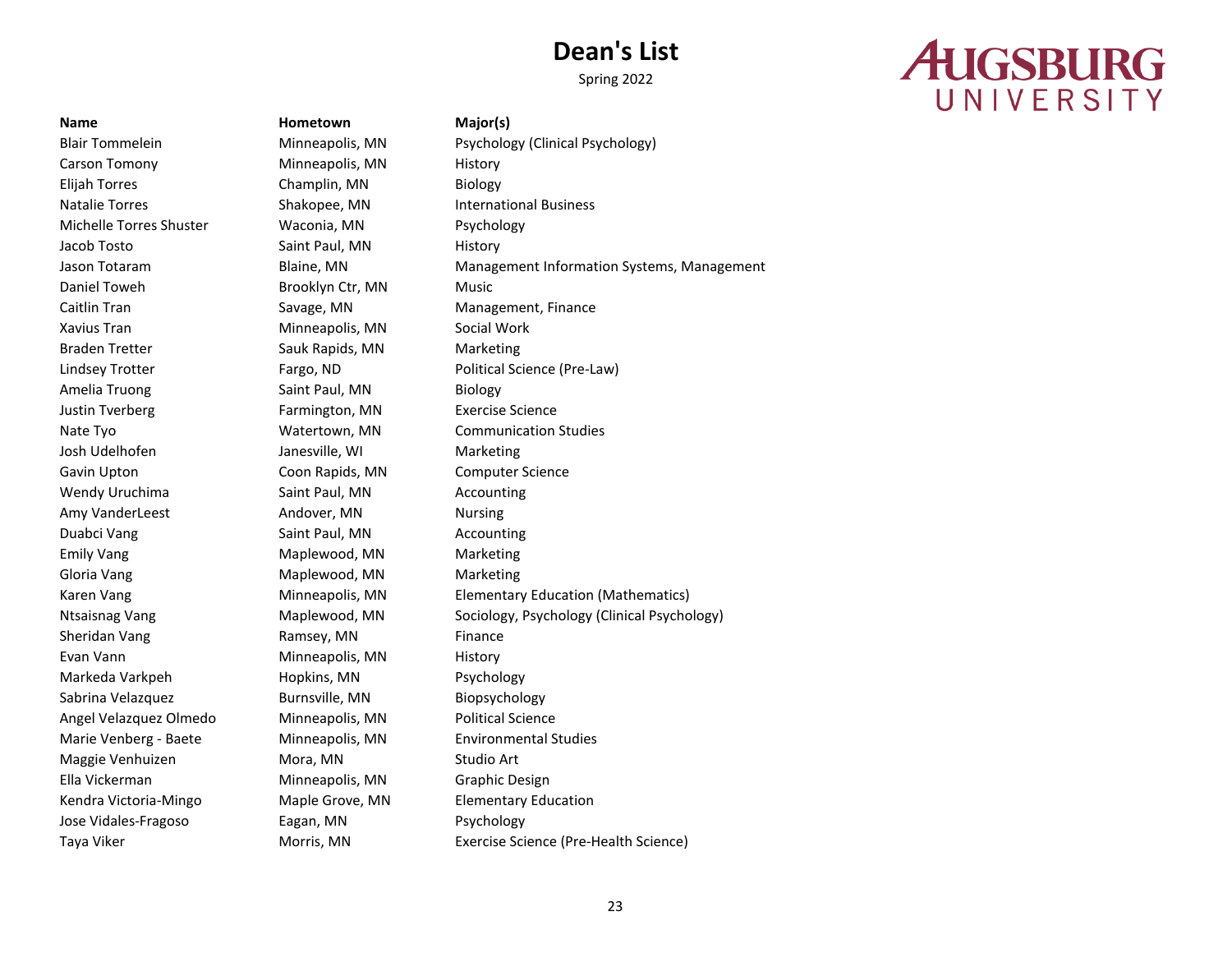# Dean's List

Spring 2022

AUGSBURG UNIVERSITY

| Name | Hometown | Major(s) |
|---|---|---|
| Blair Tommelein | Minneapolis, MN | Psychology (Clinical Psychology) |
| Carson Tomony | Minneapolis, MN | History |
| Elijah Torres | Champlin, MN | Biology |
| Natalie Torres | Shakopee, MN | International Business |
| Michelle Torres Shuster | Waconia, MN | Psychology |
| Jacob Tosto | Saint Paul, MN | History |
| Jason Totaram | Blaine, MN | Management Information Systems, Management |
| Daniel Toweh | Brooklyn Ctr, MN | Music |
| Caitlin Tran | Savage, MN | Management, Finance |
| Xavius Tran | Minneapolis, MN | Social Work |
| Braden Tretter | Sauk Rapids, MN | Marketing |
| Lindsey Trotter | Fargo, ND | Political Science (Pre-Law) |
| Amelia Truong | Saint Paul, MN | Biology |
| Justin Tverberg | Farmington, MN | Exercise Science |
| Nate Tyo | Watertown, MN | Communication Studies |
| Josh Udelhofen | Janesville, WI | Marketing |
| Gavin Upton | Coon Rapids, MN | Computer Science |
| Wendy Uruchima | Saint Paul, MN | Accounting |
| Amy VanderLeest | Andover, MN | Nursing |
| Duabci Vang | Saint Paul, MN | Accounting |
| Emily Vang | Maplewood, MN | Marketing |
| Gloria Vang | Maplewood, MN | Marketing |
| Karen Vang | Minneapolis, MN | Elementary Education (Mathematics) |
| Ntsaisnag Vang | Maplewood, MN | Sociology, Psychology (Clinical Psychology) |
| Sheridan Vang | Ramsey, MN | Finance |
| Evan Vann | Minneapolis, MN | History |
| Markeda Varkpeh | Hopkins, MN | Psychology |
| Sabrina Velazquez | Burnsville, MN | Biopsychology |
| Angel Velazquez Olmedo | Minneapolis, MN | Political Science |
| Marie Venberg - Baete | Minneapolis, MN | Environmental Studies |
| Maggie Venhuizen | Mora, MN | Studio Art |
| Ella Vickerman | Minneapolis, MN | Graphic Design |
| Kendra Victoria-Mingo | Maple Grove, MN | Elementary Education |
| Jose Vidales-Fragoso | Eagan, MN | Psychology |
| Taya Viker | Morris, MN | Exercise Science (Pre-Health Science) |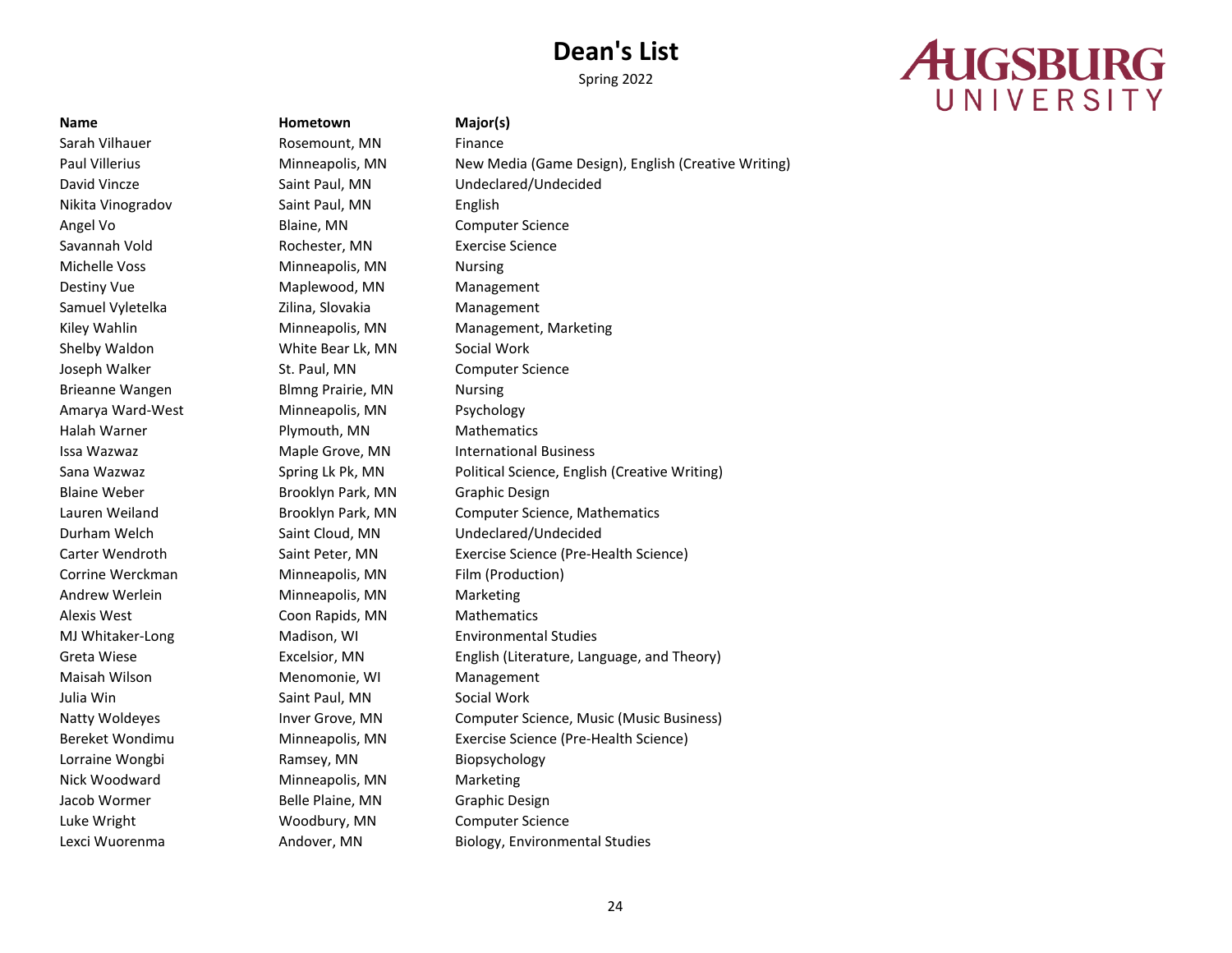# Dean's List

Spring 2022

AUGSBURG UNIVERSITY

| Name | Hometown | Major(s) |
|---|---|---|
| Sarah Vilhauer | Rosemount, MN | Finance |
| Paul Villerius | Minneapolis, MN | New Media (Game Design), English (Creative Writing) |
| David Vincze | Saint Paul, MN | Undeclared/Undecided |
| Nikita Vinogradov | Saint Paul, MN | English |
| Angel Vo | Blaine, MN | Computer Science |
| Savannah Vold | Rochester, MN | Exercise Science |
| Michelle Voss | Minneapolis, MN | Nursing |
| Destiny Vue | Maplewood, MN | Management |
| Samuel Vyletelka | Zilina, Slovakia | Management |
| Kiley Wahlin | Minneapolis, MN | Management, Marketing |
| Shelby Waldon | White Bear Lk, MN | Social Work |
| Joseph Walker | St. Paul, MN | Computer Science |
| Brieanne Wangen | Blmng Prairie, MN | Nursing |
| Amarya Ward-West | Minneapolis, MN | Psychology |
| Halah Warner | Plymouth, MN | Mathematics |
| Issa Wazwaz | Maple Grove, MN | International Business |
| Sana Wazwaz | Spring Lk Pk, MN | Political Science, English (Creative Writing) |
| Blaine Weber | Brooklyn Park, MN | Graphic Design |
| Lauren Weiland | Brooklyn Park, MN | Computer Science, Mathematics |
| Durham Welch | Saint Cloud, MN | Undeclared/Undecided |
| Carter Wendroth | Saint Peter, MN | Exercise Science (Pre-Health Science) |
| Corrine Werckman | Minneapolis, MN | Film (Production) |
| Andrew Werlein | Minneapolis, MN | Marketing |
| Alexis West | Coon Rapids, MN | Mathematics |
| MJ Whitaker-Long | Madison, WI | Environmental Studies |
| Greta Wiese | Excelsior, MN | English (Literature, Language, and Theory) |
| Maisah Wilson | Menomonie, WI | Management |
| Julia Win | Saint Paul, MN | Social Work |
| Natty Woldeyes | Inver Grove, MN | Computer Science, Music (Music Business) |
| Bereket Wondimu | Minneapolis, MN | Exercise Science (Pre-Health Science) |
| Lorraine Wongbi | Ramsey, MN | Biopsychology |
| Nick Woodward | Minneapolis, MN | Marketing |
| Jacob Wormer | Belle Plaine, MN | Graphic Design |
| Luke Wright | Woodbury, MN | Computer Science |
| Lexci Wuorenma | Andover, MN | Biology, Environmental Studies |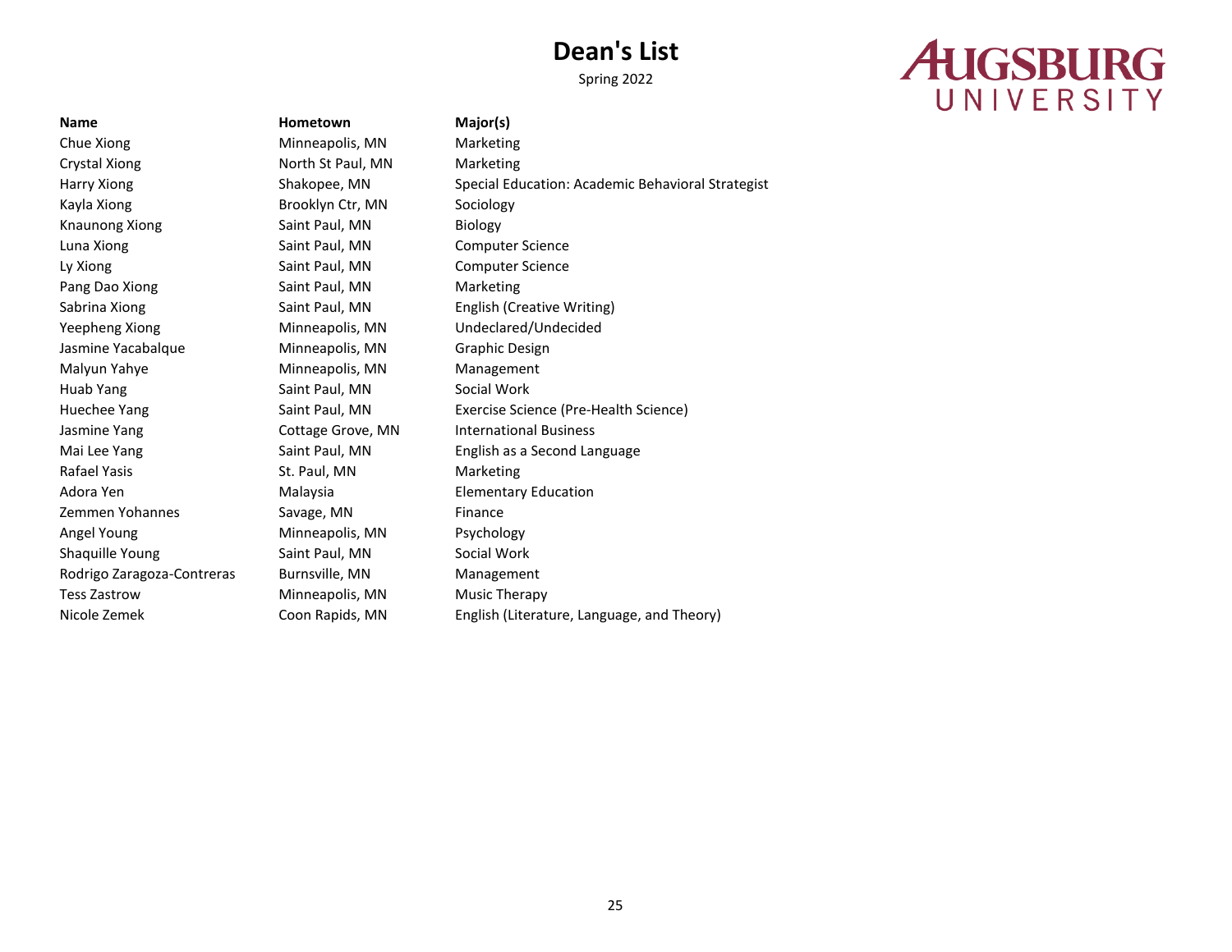# Dean's List

Spring 2022

AUGSBURG UNIVERSITY

| Name | Hometown | Major(s) |
| --- | --- | --- |
| Chue Xiong | Minneapolis, MN | Marketing |
| Crystal Xiong | North St Paul, MN | Marketing |
| Harry Xiong | Shakopee, MN | Special Education: Academic Behavioral Strategist |
| Kayla Xiong | Brooklyn Ctr, MN | Sociology |
| Knaunong Xiong | Saint Paul, MN | Biology |
| Luna Xiong | Saint Paul, MN | Computer Science |
| Ly Xiong | Saint Paul, MN | Computer Science |
| Pang Dao Xiong | Saint Paul, MN | Marketing |
| Sabrina Xiong | Saint Paul, MN | English (Creative Writing) |
| Yeepheng Xiong | Minneapolis, MN | Undeclared/Undecided |
| Jasmine Yacabalque | Minneapolis, MN | Graphic Design |
| Malyun Yahye | Minneapolis, MN | Management |
| Huab Yang | Saint Paul, MN | Social Work |
| Huechee Yang | Saint Paul, MN | Exercise Science (Pre-Health Science) |
| Jasmine Yang | Cottage Grove, MN | International Business |
| Mai Lee Yang | Saint Paul, MN | English as a Second Language |
| Rafael Yasis | St. Paul, MN | Marketing |
| Adora Yen | Malaysia | Elementary Education |
| Zemmen Yohannes | Savage, MN | Finance |
| Angel Young | Minneapolis, MN | Psychology |
| Shaquille Young | Saint Paul, MN | Social Work |
| Rodrigo Zaragoza-Contreras | Burnsville, MN | Management |
| Tess Zastrow | Minneapolis, MN | Music Therapy |
| Nicole Zemek | Coon Rapids, MN | English (Literature, Language, and Theory) |